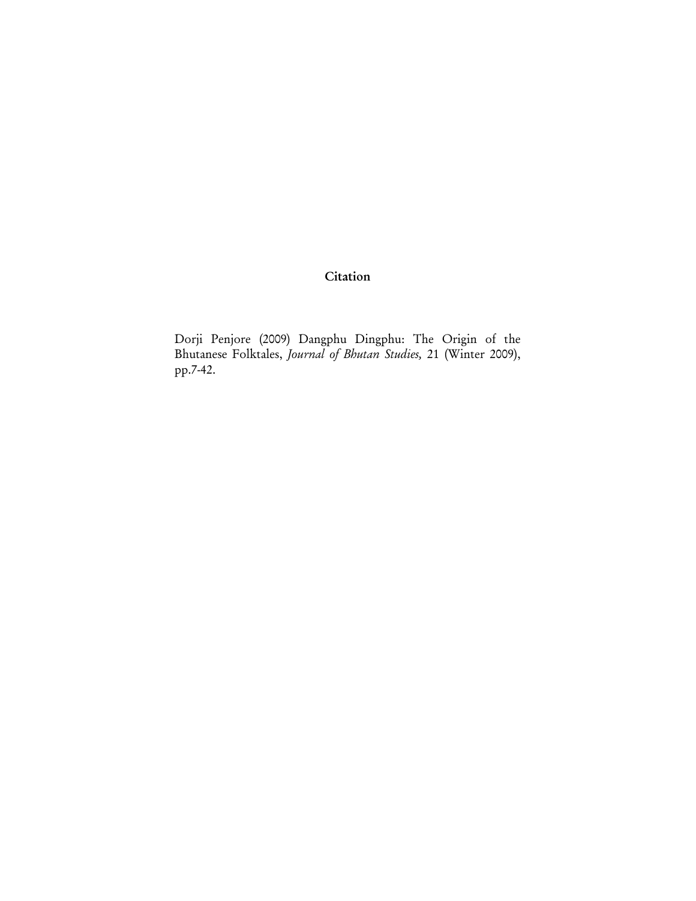**Citation**

Dorji Penjore (2009) Dangphu Dingphu: The Origin of the Bhutanese Folktales, *Journal of Bhutan Studies,* 21 (Winter 2009), pp.7-42.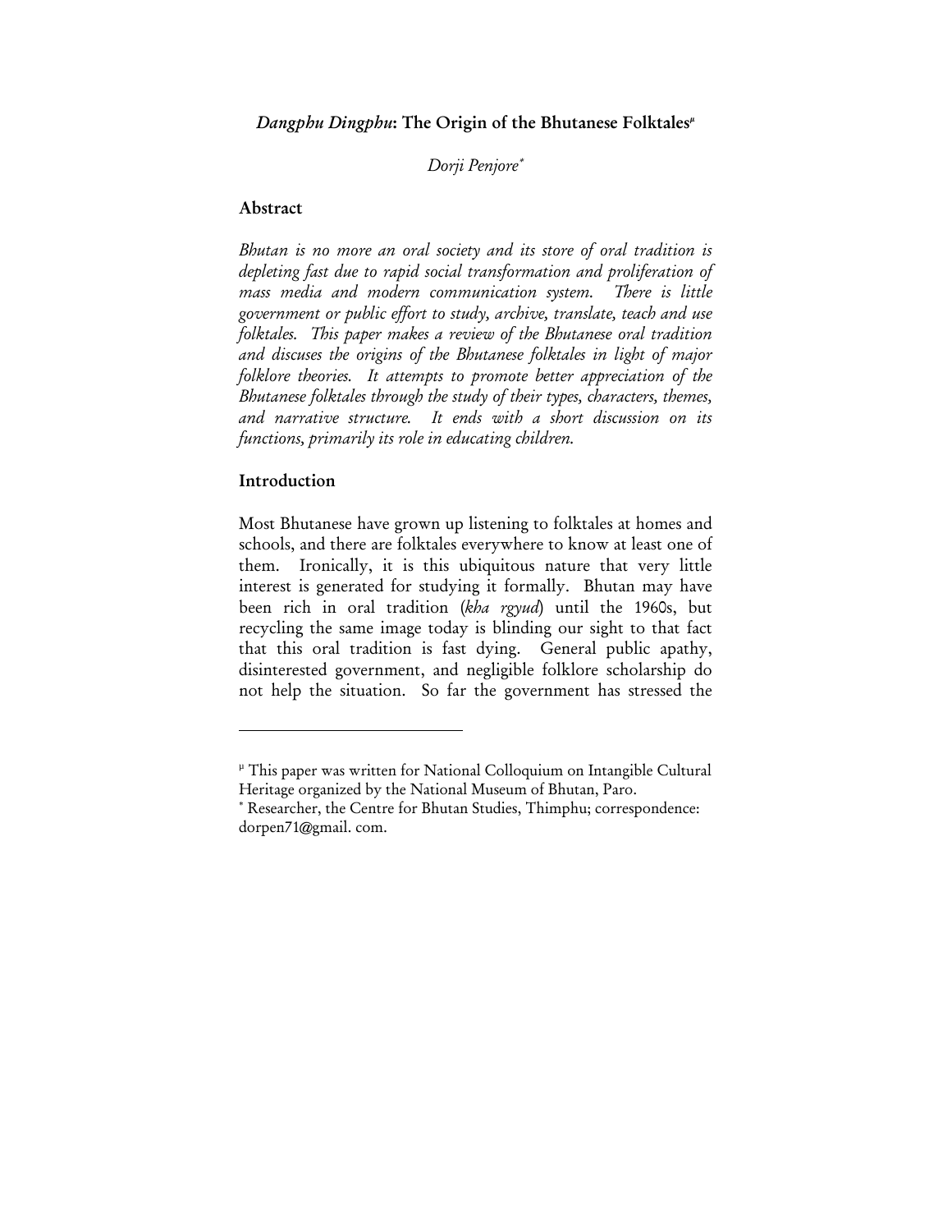# *Dangphu Dingphu*: The Origin of the Bhutanese Folktales[µ]

*Dorji Penjore*[*]

## Abstract

*Bhutan is no more an oral society and its store of oral tradition is depleting fast due to rapid social transformation and proliferation of mass media and modern communication system. There is little government or public effort to study, archive, translate, teach and use folktales. This paper makes a review of the Bhutanese oral tradition and discuses the origins of the Bhutanese folktales in light of major folklore theories. It attempts to promote better appreciation of the Bhutanese folktales through the study of their types, characters, themes, and narrative structure. It ends with a short discussion on its functions, primarily its role in educating children.*

## Introduction

Most Bhutanese have grown up listening to folktales at homes and schools, and there are folktales everywhere to know at least one of them. Ironically, it is this ubiquitous nature that very little interest is generated for studying it formally. Bhutan may have been rich in oral tradition (*kha rgyud*) until the 1960s, but recycling the same image today is blinding our sight to that fact that this oral tradition is fast dying. General public apathy, disinterested government, and negligible folklore scholarship do not help the situation. So far the government has stressed the

---

[µ] This paper was written for National Colloquium on Intangible Cultural Heritage organized by the National Museum of Bhutan, Paro.

[*] Researcher, the Centre for Bhutan Studies, Thimphu; correspondence: dorpen71@gmail. com.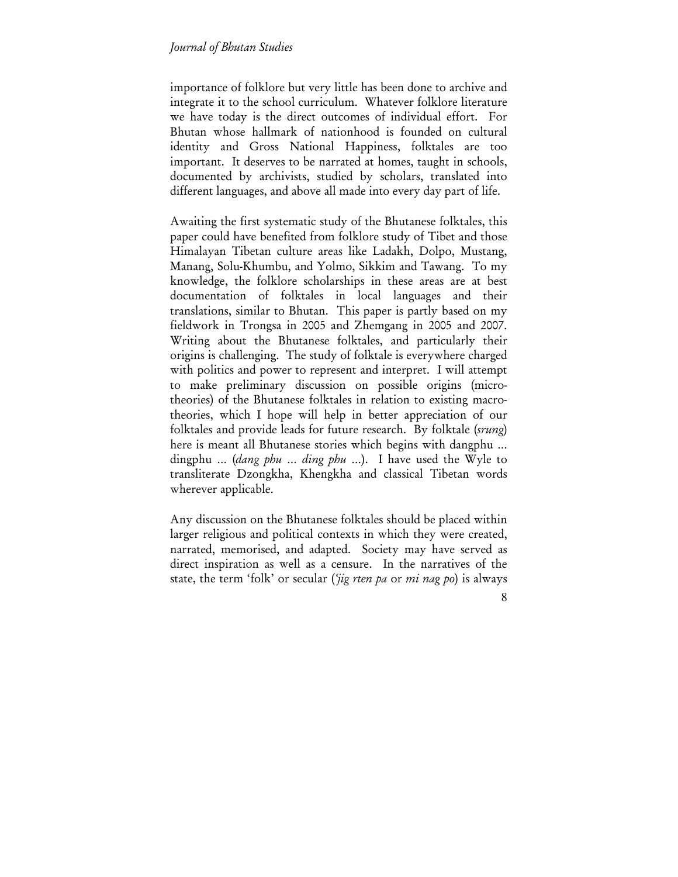importance of folklore but very little has been done to archive and integrate it to the school curriculum. Whatever folklore literature we have today is the direct outcomes of individual effort. For Bhutan whose hallmark of nationhood is founded on cultural identity and Gross National Happiness, folktales are too important. It deserves to be narrated at homes, taught in schools, documented by archivists, studied by scholars, translated into different languages, and above all made into every day part of life.

Awaiting the first systematic study of the Bhutanese folktales, this paper could have benefited from folklore study of Tibet and those Himalayan Tibetan culture areas like Ladakh, Dolpo, Mustang, Manang, Solu-Khumbu, and Yolmo, Sikkim and Tawang. To my knowledge, the folklore scholarships in these areas are at best documentation of folktales in local languages and their translations, similar to Bhutan. This paper is partly based on my fieldwork in Trongsa in 2005 and Zhemgang in 2005 and 2007. Writing about the Bhutanese folktales, and particularly their origins is challenging. The study of folktale is everywhere charged with politics and power to represent and interpret. I will attempt to make preliminary discussion on possible origins (micro-theories) of the Bhutanese folktales in relation to existing macro-theories, which I hope will help in better appreciation of our folktales and provide leads for future research. By folktale (*srung*) here is meant all Bhutanese stories which begins with dangphu ... dingphu ... (*dang phu ... ding phu ...*). I have used the Wyle to transliterate Dzongkha, Khengkha and classical Tibetan words wherever applicable.

Any discussion on the Bhutanese folktales should be placed within larger religious and political contexts in which they were created, narrated, memorised, and adapted. Society may have served as direct inspiration as well as a censure. In the narratives of the state, the term 'folk' or secular (*'jig rten pa* or *mi nag po*) is always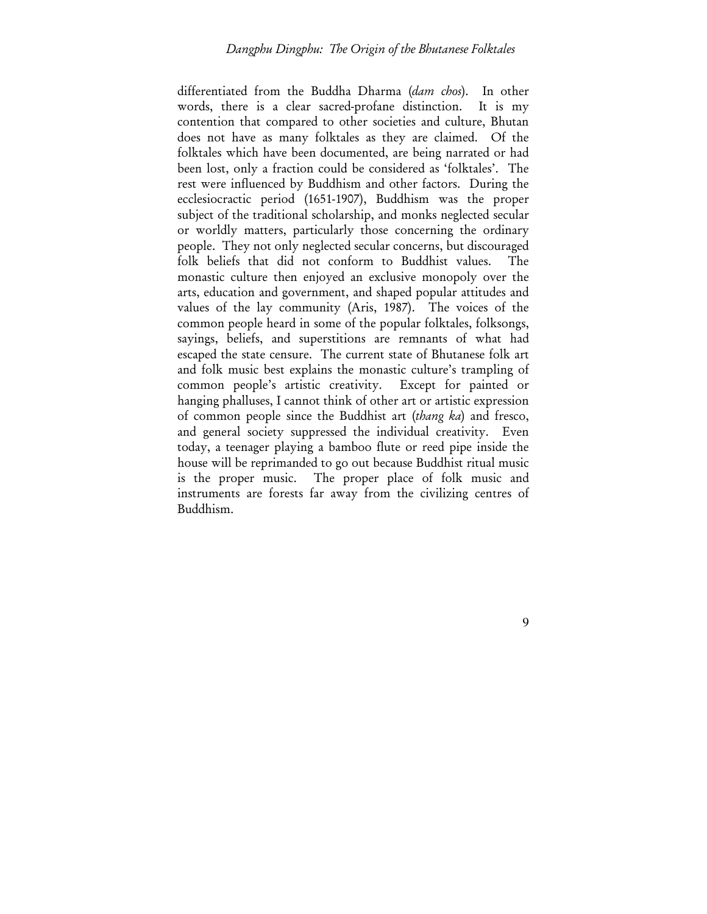differentiated from the Buddha Dharma (*dam chos*). In other words, there is a clear sacred-profane distinction. It is my contention that compared to other societies and culture, Bhutan does not have as many folktales as they are claimed. Of the folktales which have been documented, are being narrated or had been lost, only a fraction could be considered as 'folktales'. The rest were influenced by Buddhism and other factors. During the ecclesiocractic period (1651-1907), Buddhism was the proper subject of the traditional scholarship, and monks neglected secular or worldly matters, particularly those concerning the ordinary people. They not only neglected secular concerns, but discouraged folk beliefs that did not conform to Buddhist values. The monastic culture then enjoyed an exclusive monopoly over the arts, education and government, and shaped popular attitudes and values of the lay community (Aris, 1987). The voices of the common people heard in some of the popular folktales, folksongs, sayings, beliefs, and superstitions are remnants of what had escaped the state censure. The current state of Bhutanese folk art and folk music best explains the monastic culture's trampling of common people's artistic creativity. Except for painted or hanging phalluses, I cannot think of other art or artistic expression of common people since the Buddhist art (*thang ka*) and fresco, and general society suppressed the individual creativity. Even today, a teenager playing a bamboo flute or reed pipe inside the house will be reprimanded to go out because Buddhist ritual music is the proper music. The proper place of folk music and instruments are forests far away from the civilizing centres of Buddhism.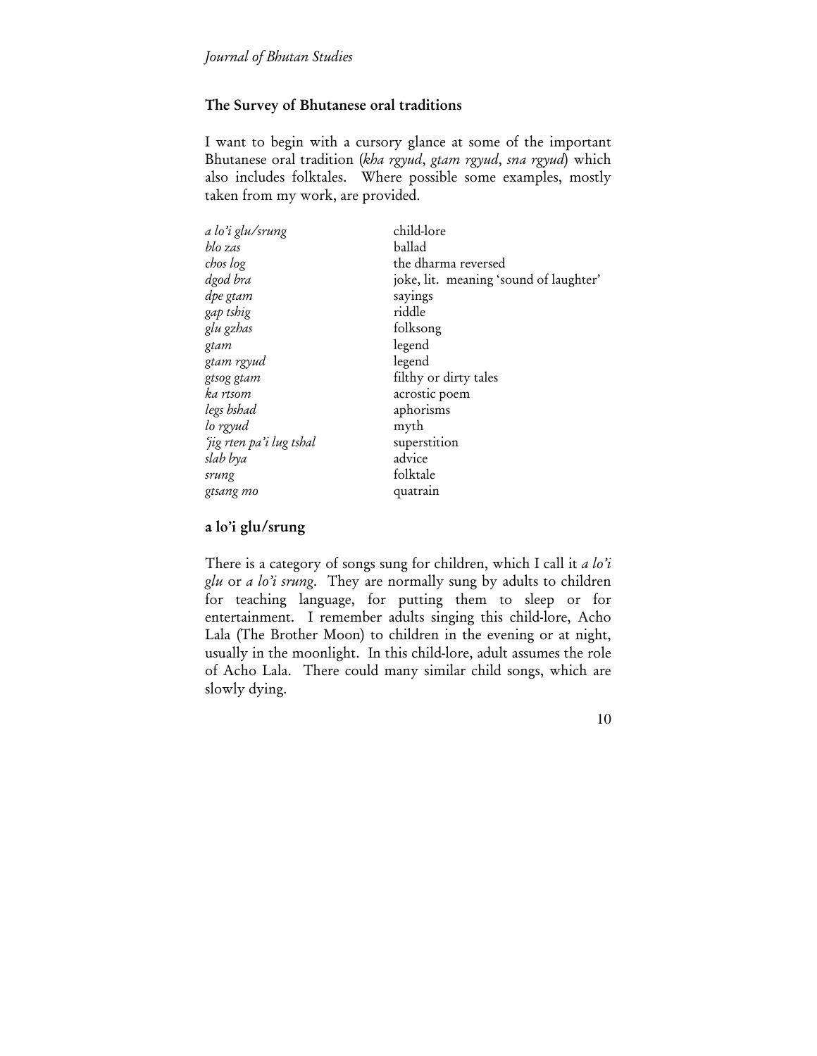## The Survey of Bhutanese oral traditions

I want to begin with a cursory glance at some of the important Bhutanese oral tradition (*kha rgyud*, *gtam rgyud*, *sna rgyud*) which also includes folktales. Where possible some examples, mostly taken from my work, are provided.

| | |
|---|---|
| *a lo'i glu/srung* | child-lore |
| *blo zas* | ballad |
| *chos log* | the dharma reversed |
| *dgod bra* | joke, lit. meaning 'sound of laughter' |
| *dpe gtam* | sayings |
| *gap tshig* | riddle |
| *glu gzhas* | folksong |
| *gtam* | legend |
| *gtam rgyud* | legend |
| *gtsog gtam* | filthy or dirty tales |
| *ka rtsom* | acrostic poem |
| *legs bshad* | aphorisms |
| *lo rgyud* | myth |
| *'jig rten pa'i lug tshal* | superstition |
| *slab bya* | advice |
| *srung* | folktale |
| *gtsang mo* | quatrain |

## a lo'i glu/srung

There is a category of songs sung for children, which I call it *a lo'i glu* or *a lo'i srung*. They are normally sung by adults to children for teaching language, for putting them to sleep or for entertainment. I remember adults singing this child-lore, Acho Lala (The Brother Moon) to children in the evening or at night, usually in the moonlight. In this child-lore, adult assumes the role of Acho Lala. There could many similar child songs, which are slowly dying.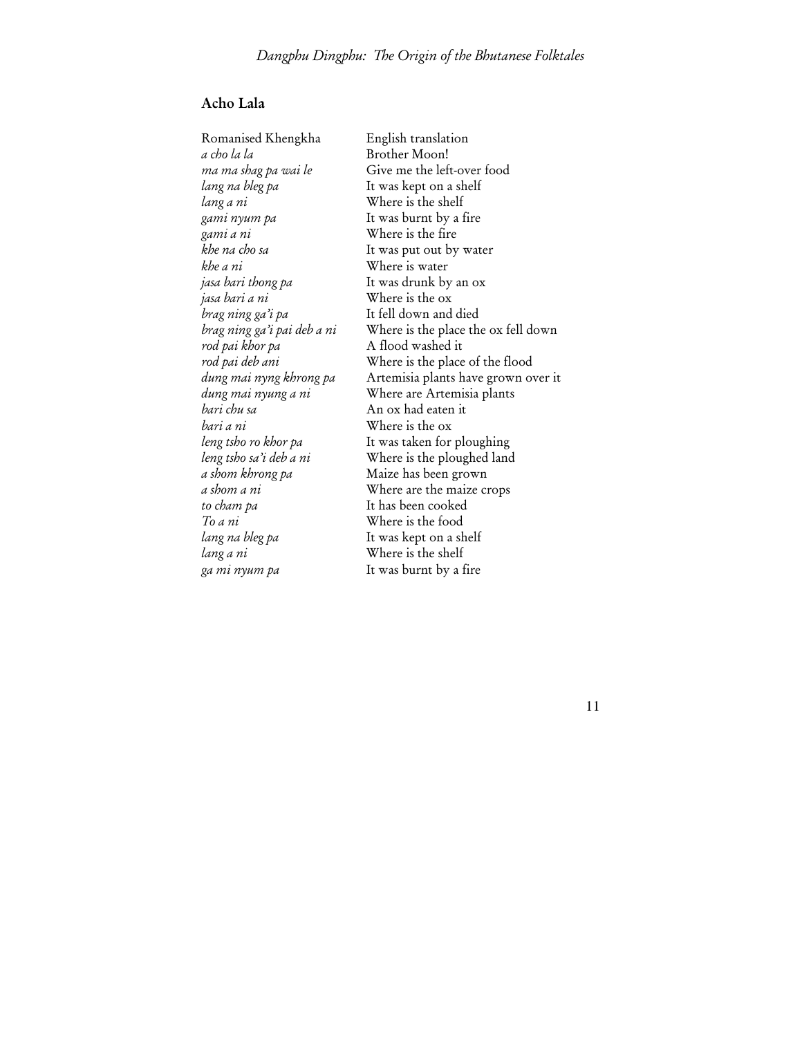## Acho Lala

| Romanised Khengkha | English translation |
|---|---|
| *a cho la la* | Brother Moon! |
| *ma ma shag pa wai le* | Give me the left-over food |
| *lang na bleg pa* | It was kept on a shelf |
| *lang a ni* | Where is the shelf |
| *gami nyum pa* | It was burnt by a fire |
| *gami a ni* | Where is the fire |
| *khe na cho sa* | It was put out by water |
| *khe a ni* | Where is water |
| *jasa bari thong pa* | It was drunk by an ox |
| *jasa bari a ni* | Where is the ox |
| *brag ning ga'i pa* | It fell down and died |
| *brag ning ga'i pai deb a ni* | Where is the place the ox fell down |
| *rod pai khor pa* | A flood washed it |
| *rod pai deb ani* | Where is the place of the flood |
| *dung mai nyng khrong pa* | Artemisia plants have grown over it |
| *dung mai nyung a ni* | Where are Artemisia plants |
| *bari chu sa* | An ox had eaten it |
| *bari a ni* | Where is the ox |
| *leng tsho ro khor pa* | It was taken for ploughing |
| *leng tsho sa'i deb a ni* | Where is the ploughed land |
| *a shom khrong pa* | Maize has been grown |
| *a shom a ni* | Where are the maize crops |
| *to cham pa* | It has been cooked |
| *To a ni* | Where is the food |
| *lang na bleg pa* | It was kept on a shelf |
| *lang a ni* | Where is the shelf |
| *ga mi nyum pa* | It was burnt by a fire |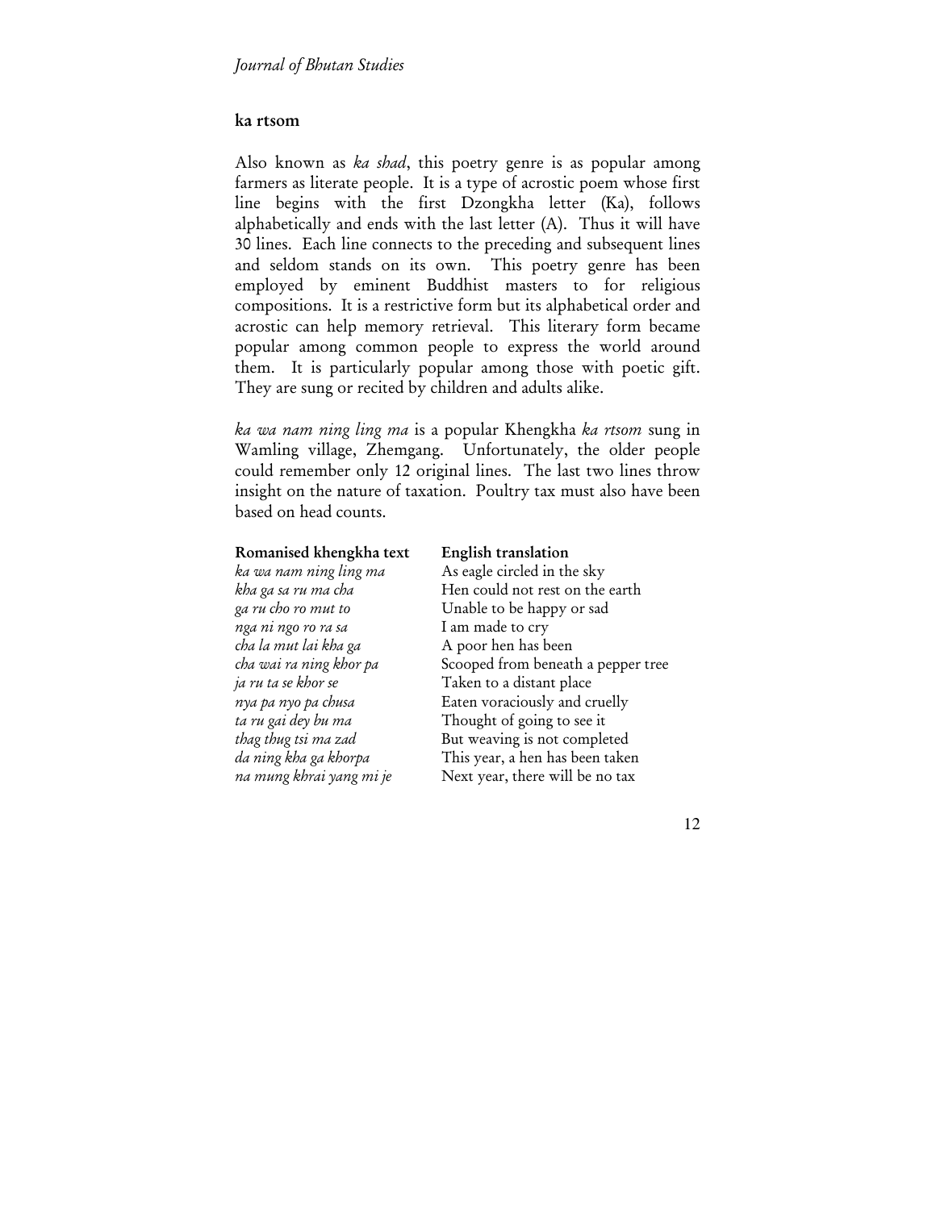### ka rtsom

Also known as *ka shad*, this poetry genre is as popular among farmers as literate people. It is a type of acrostic poem whose first line begins with the first Dzongkha letter (Ka), follows alphabetically and ends with the last letter (A). Thus it will have 30 lines. Each line connects to the preceding and subsequent lines and seldom stands on its own. This poetry genre has been employed by eminent Buddhist masters to for religious compositions. It is a restrictive form but its alphabetical order and acrostic can help memory retrieval. This literary form became popular among common people to express the world around them. It is particularly popular among those with poetic gift. They are sung or recited by children and adults alike.

*ka wa nam ning ling ma* is a popular Khengkha *ka rtsom* sung in Wamling village, Zhemgang. Unfortunately, the older people could remember only 12 original lines. The last two lines throw insight on the nature of taxation. Poultry tax must also have been based on head counts.

| **Romanised khengkha text** | **English translation** |
| --- | --- |
| *ka wa nam ning ling ma* | As eagle circled in the sky |
| *kha ga sa ru ma cha* | Hen could not rest on the earth |
| *ga ru cho ro mut to* | Unable to be happy or sad |
| *nga ni ngo ro ra sa* | I am made to cry |
| *cha la mut lai kha ga* | A poor hen has been |
| *cha wai ra ning khor pa* | Scooped from beneath a pepper tree |
| *ja ru ta se khor se* | Taken to a distant place |
| *nya pa nyo pa chusa* | Eaten voraciously and cruelly |
| *ta ru gai dey bu ma* | Thought of going to see it |
| *thag thug tsi ma zad* | But weaving is not completed |
| *da ning kha ga khorpa* | This year, a hen has been taken |
| *na mung khrai yang mi je* | Next year, there will be no tax |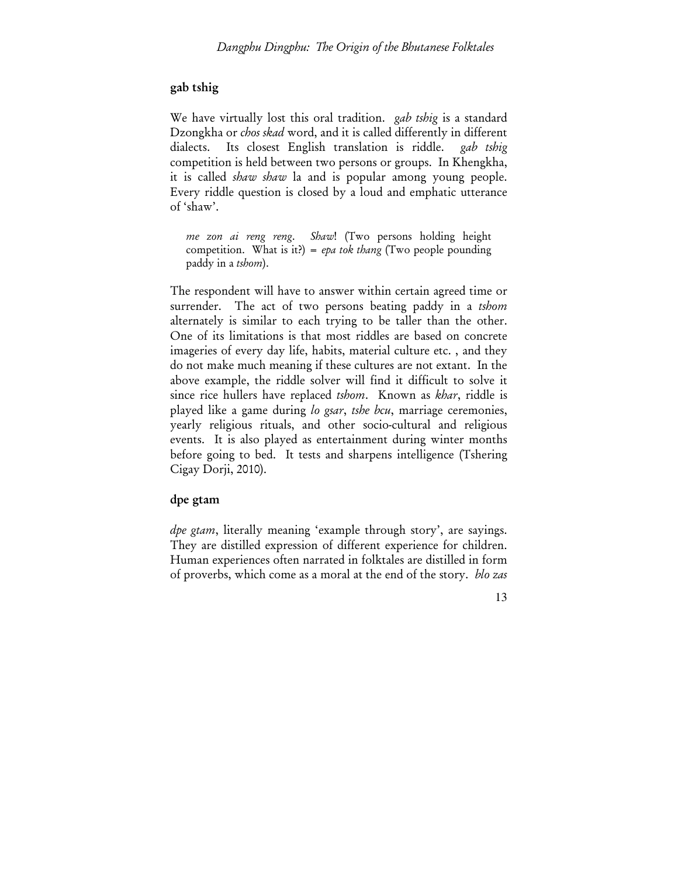## gab tshig

We have virtually lost this oral tradition. *gab tshig* is a standard Dzongkha or *chos skad* word, and it is called differently in different dialects. Its closest English translation is riddle. *gab tshig* competition is held between two persons or groups. In Khengkha, it is called *shaw shaw* la and is popular among young people. Every riddle question is closed by a loud and emphatic utterance of 'shaw'.

> *me zon ai reng reng*. *Shaw*! (Two persons holding height competition. What is it?) = *epa tok thang* (Two people pounding paddy in a *tshom*).

The respondent will have to answer within certain agreed time or surrender. The act of two persons beating paddy in a *tshom* alternately is similar to each trying to be taller than the other. One of its limitations is that most riddles are based on concrete imageries of every day life, habits, material culture etc. , and they do not make much meaning if these cultures are not extant. In the above example, the riddle solver will find it difficult to solve it since rice hullers have replaced *tshom*. Known as *khar*, riddle is played like a game during *lo gsar*, *tshe bcu*, marriage ceremonies, yearly religious rituals, and other socio-cultural and religious events. It is also played as entertainment during winter months before going to bed. It tests and sharpens intelligence (Tshering Cigay Dorji, 2010).

## dpe gtam

*dpe gtam*, literally meaning 'example through story', are sayings. They are distilled expression of different experience for children. Human experiences often narrated in folktales are distilled in form of proverbs, which come as a moral at the end of the story. *blo zas*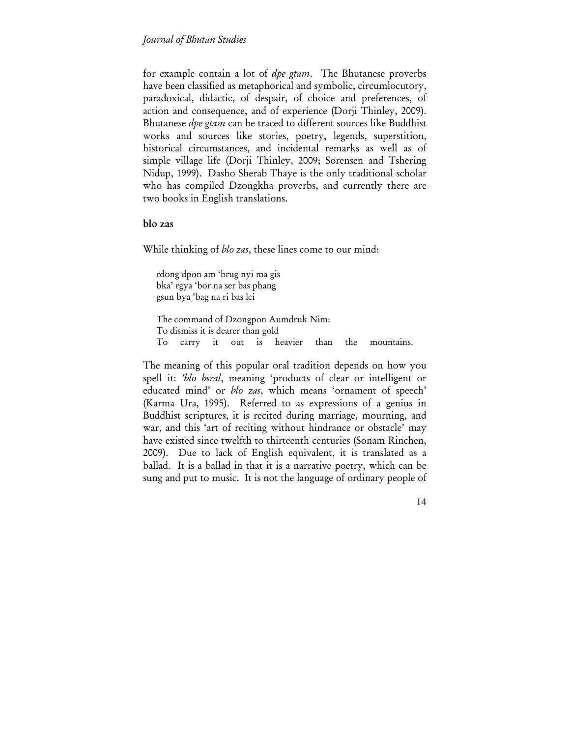for example contain a lot of *dpe gtam*. The Bhutanese proverbs have been classified as metaphorical and symbolic, circumlocutory, paradoxical, didactic, of despair, of choice and preferences, of action and consequence, and of experience (Dorji Thinley, 2009). Bhutanese *dpe gtam* can be traced to different sources like Buddhist works and sources like stories, poetry, legends, superstition, historical circumstances, and incidental remarks as well as of simple village life (Dorji Thinley, 2009; Sorensen and Tshering Nidup, 1999). Dasho Sherab Thaye is the only traditional scholar who has compiled Dzongkha proverbs, and currently there are two books in English translations.

## blo zas

While thinking of *blo zas*, these lines come to our mind:

> rdong dpon am 'brug nyi ma gis
> bka' rgya 'bor na ser bas phang
> gsun bya 'bag na ri bas lci
>
> The command of Dzongpon Aumdruk Nim:
> To dismiss it is dearer than gold
> To carry it out is heavier than the mountains.

The meaning of this popular oral tradition depends on how you spell it: *'blo bsral*, meaning 'products of clear or intelligent or educated mind' or *blo zas*, which means 'ornament of speech' (Karma Ura, 1995). Referred to as expressions of a genius in Buddhist scriptures, it is recited during marriage, mourning, and war, and this 'art of reciting without hindrance or obstacle' may have existed since twelfth to thirteenth centuries (Sonam Rinchen, 2009). Due to lack of English equivalent, it is translated as a ballad. It is a ballad in that it is a narrative poetry, which can be sung and put to music. It is not the language of ordinary people of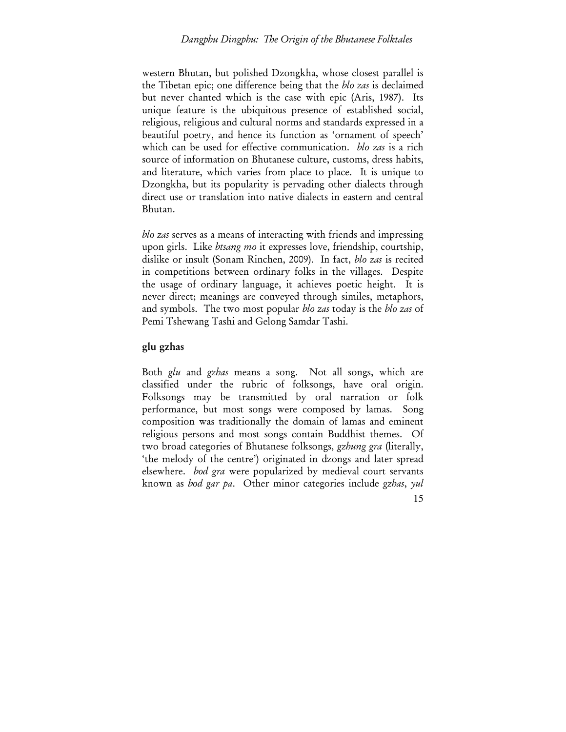western Bhutan, but polished Dzongkha, whose closest parallel is the Tibetan epic; one difference being that the *blo zas* is declaimed but never chanted which is the case with epic (Aris, 1987). Its unique feature is the ubiquitous presence of established social, religious, religious and cultural norms and standards expressed in a beautiful poetry, and hence its function as 'ornament of speech' which can be used for effective communication. *blo zas* is a rich source of information on Bhutanese culture, customs, dress habits, and literature, which varies from place to place. It is unique to Dzongkha, but its popularity is pervading other dialects through direct use or translation into native dialects in eastern and central Bhutan.

*blo zas* serves as a means of interacting with friends and impressing upon girls. Like *btsang mo* it expresses love, friendship, courtship, dislike or insult (Sonam Rinchen, 2009). In fact, *blo zas* is recited in competitions between ordinary folks in the villages. Despite the usage of ordinary language, it achieves poetic height. It is never direct; meanings are conveyed through similes, metaphors, and symbols. The two most popular *blo zas* today is the *blo zas* of Pemi Tshewang Tashi and Gelong Samdar Tashi.

## glu gzhas

Both *glu* and *gzhas* means a song. Not all songs, which are classified under the rubric of folksongs, have oral origin. Folksongs may be transmitted by oral narration or folk performance, but most songs were composed by lamas. Song composition was traditionally the domain of lamas and eminent religious persons and most songs contain Buddhist themes. Of two broad categories of Bhutanese folksongs, *gzhung gra* (literally, 'the melody of the centre') originated in dzongs and later spread elsewhere. *bod gra* were popularized by medieval court servants known as *bod gar pa*. Other minor categories include *gzhas*, *yul*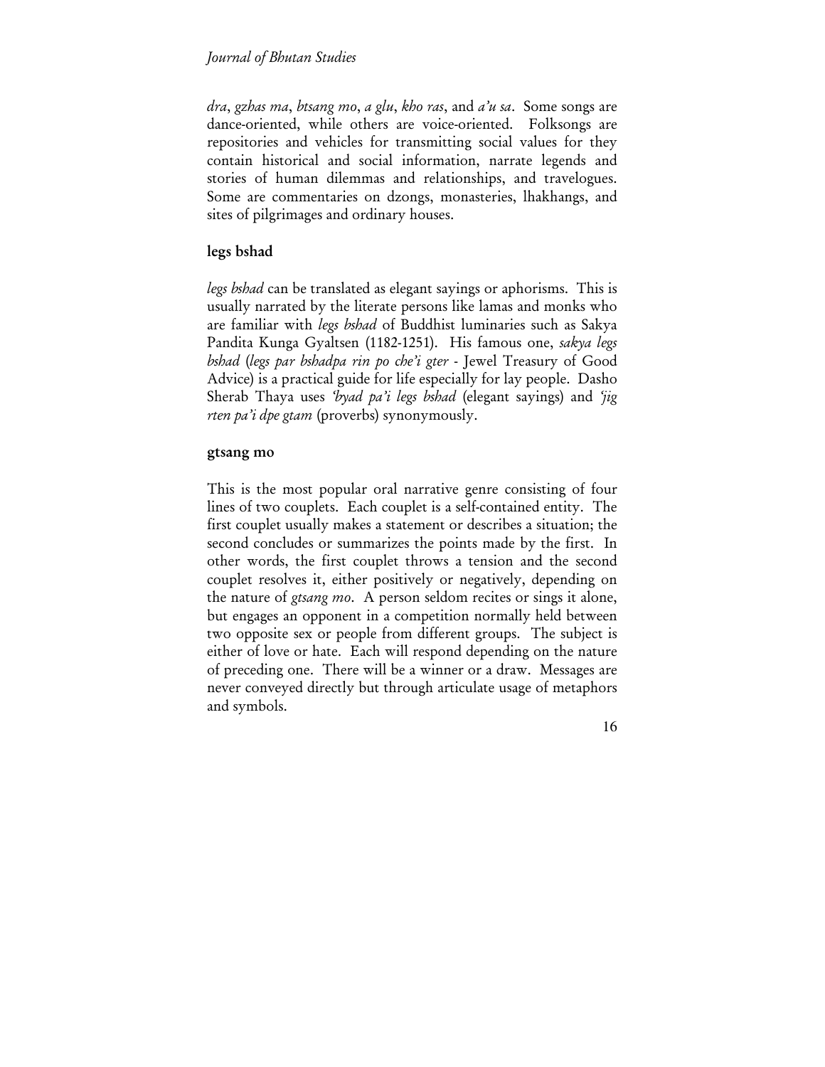*dra*, *gzhas ma*, *btsang mo*, *a glu*, *kho ras*, and *a'u sa*. Some songs are dance-oriented, while others are voice-oriented. Folksongs are repositories and vehicles for transmitting social values for they contain historical and social information, narrate legends and stories of human dilemmas and relationships, and travelogues. Some are commentaries on dzongs, monasteries, lhakhangs, and sites of pilgrimages and ordinary houses.

### legs bshad

*legs bshad* can be translated as elegant sayings or aphorisms. This is usually narrated by the literate persons like lamas and monks who are familiar with *legs bshad* of Buddhist luminaries such as Sakya Pandita Kunga Gyaltsen (1182-1251). His famous one, *sakya legs bshad* (*legs par bshadpa rin po che'i gter* - Jewel Treasury of Good Advice) is a practical guide for life especially for lay people. Dasho Sherab Thaya uses *'byad pa'i legs bshad* (elegant sayings) and *'jig rten pa'i dpe gtam* (proverbs) synonymously.

### gtsang mo

This is the most popular oral narrative genre consisting of four lines of two couplets. Each couplet is a self-contained entity. The first couplet usually makes a statement or describes a situation; the second concludes or summarizes the points made by the first. In other words, the first couplet throws a tension and the second couplet resolves it, either positively or negatively, depending on the nature of *gtsang mo*. A person seldom recites or sings it alone, but engages an opponent in a competition normally held between two opposite sex or people from different groups. The subject is either of love or hate. Each will respond depending on the nature of preceding one. There will be a winner or a draw. Messages are never conveyed directly but through articulate usage of metaphors and symbols.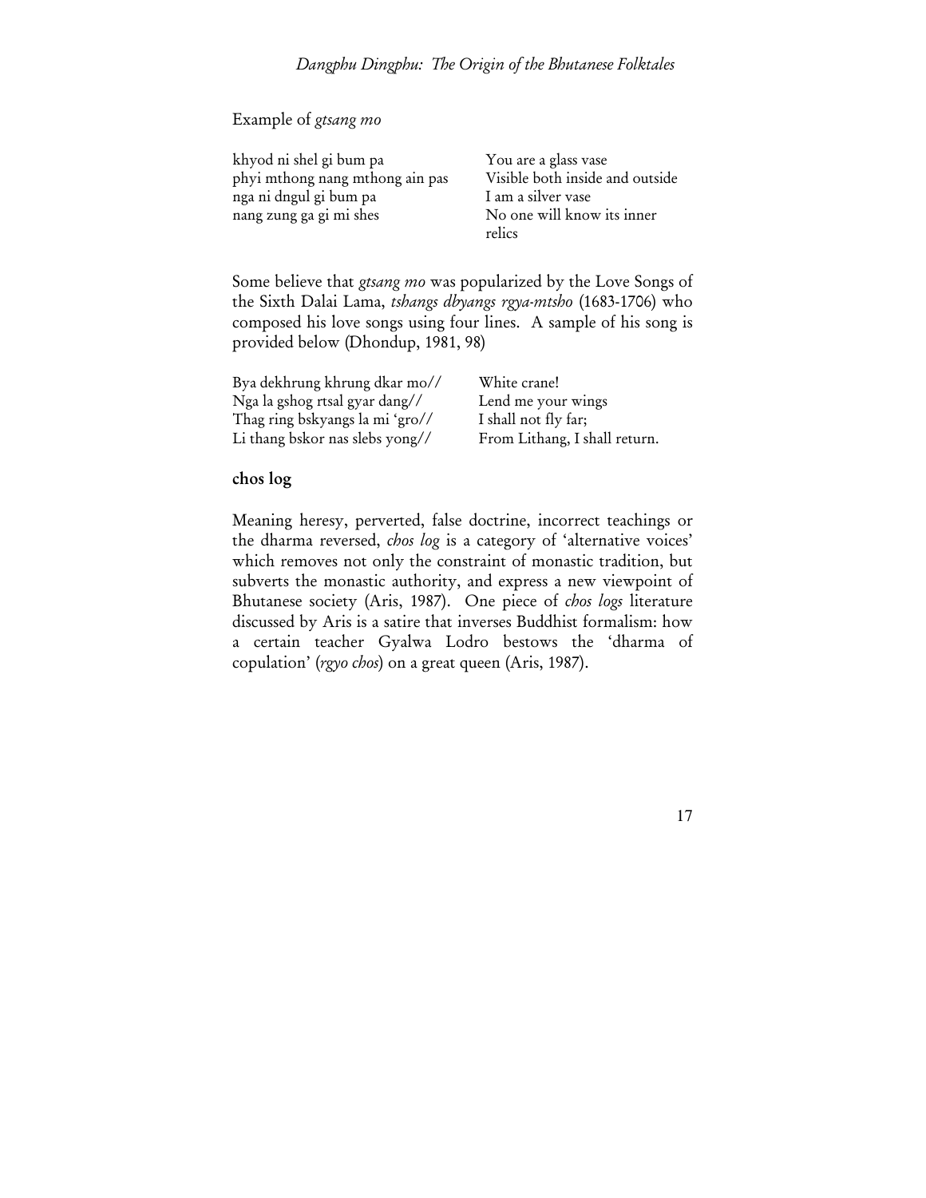Example of *gtsang mo*

| | |
|---|---|
| khyod ni shel gi bum pa | You are a glass vase |
| phyi mthong nang mthong ain pas | Visible both inside and outside |
| nga ni dngul gi bum pa | I am a silver vase |
| nang zung ga gi mi shes | No one will know its inner relics |

Some believe that *gtsang mo* was popularized by the Love Songs of the Sixth Dalai Lama, *tshangs dbyangs rgya-mtsho* (1683-1706) who composed his love songs using four lines. A sample of his song is provided below (Dhondup, 1981, 98)

| | |
|---|---|
| Bya dekhrung khrung dkar mo// | White crane! |
| Nga la gshog rtsal gyar dang// | Lend me your wings |
| Thag ring bskyangs la mi 'gro// | I shall not fly far; |
| Li thang bskor nas slebs yong// | From Lithang, I shall return. |

### chos log

Meaning heresy, perverted, false doctrine, incorrect teachings or the dharma reversed, *chos log* is a category of 'alternative voices' which removes not only the constraint of monastic tradition, but subverts the monastic authority, and express a new viewpoint of Bhutanese society (Aris, 1987). One piece of *chos logs* literature discussed by Aris is a satire that inverses Buddhist formalism: how a certain teacher Gyalwa Lodro bestows the 'dharma of copulation' (*rgyo chos*) on a great queen (Aris, 1987).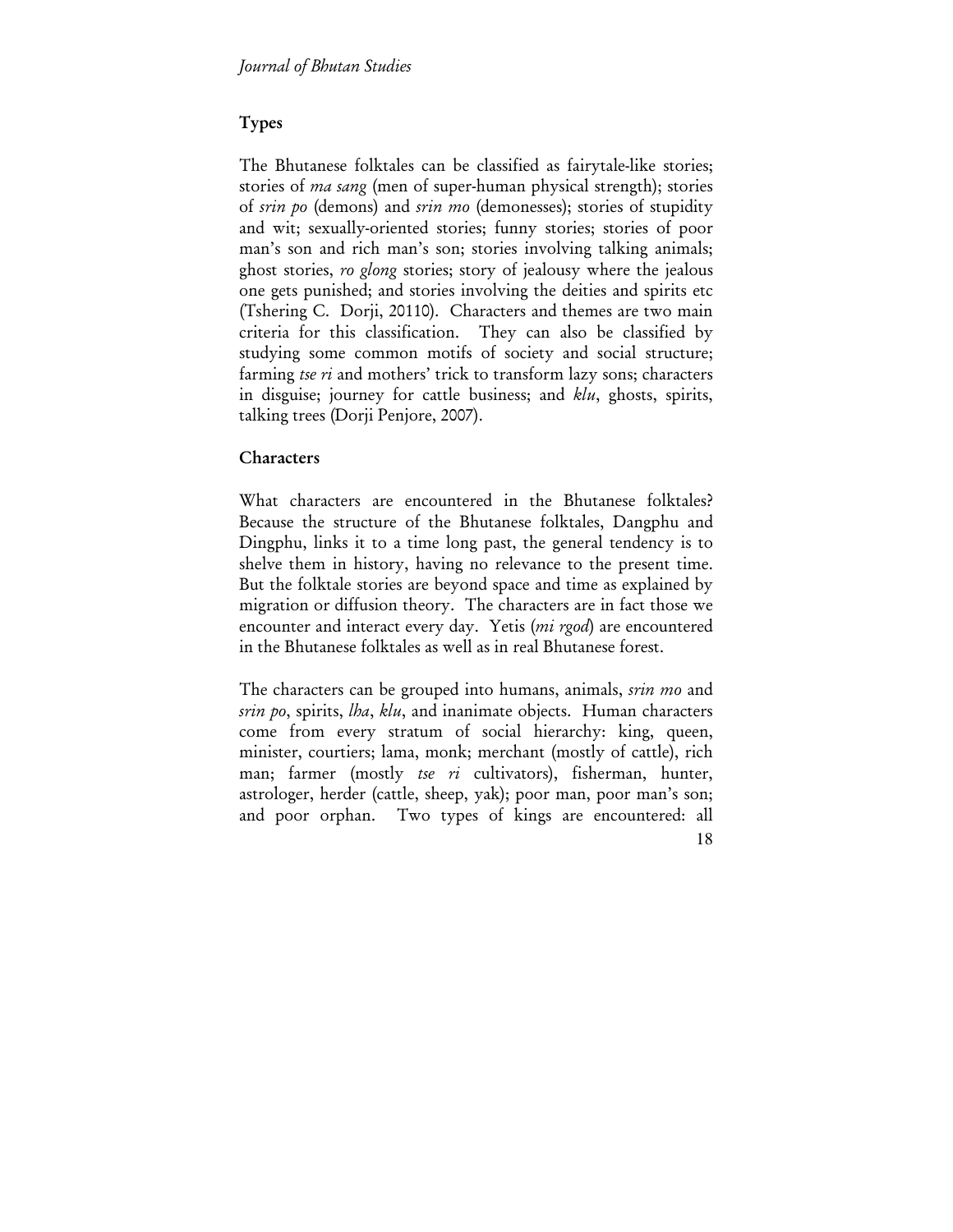## Types

The Bhutanese folktales can be classified as fairytale-like stories; stories of *ma sang* (men of super-human physical strength); stories of *srin po* (demons) and *srin mo* (demonesses); stories of stupidity and wit; sexually-oriented stories; funny stories; stories of poor man's son and rich man's son; stories involving talking animals; ghost stories, *ro glong* stories; story of jealousy where the jealous one gets punished; and stories involving the deities and spirits etc (Tshering C. Dorji, 20110). Characters and themes are two main criteria for this classification. They can also be classified by studying some common motifs of society and social structure; farming *tse ri* and mothers' trick to transform lazy sons; characters in disguise; journey for cattle business; and *klu*, ghosts, spirits, talking trees (Dorji Penjore, 2007).

## Characters

What characters are encountered in the Bhutanese folktales? Because the structure of the Bhutanese folktales, Dangphu and Dingphu, links it to a time long past, the general tendency is to shelve them in history, having no relevance to the present time. But the folktale stories are beyond space and time as explained by migration or diffusion theory. The characters are in fact those we encounter and interact every day. Yetis (*mi rgod*) are encountered in the Bhutanese folktales as well as in real Bhutanese forest.

The characters can be grouped into humans, animals, *srin mo* and *srin po*, spirits, *lha*, *klu*, and inanimate objects. Human characters come from every stratum of social hierarchy: king, queen, minister, courtiers; lama, monk; merchant (mostly of cattle), rich man; farmer (mostly *tse ri* cultivators), fisherman, hunter, astrologer, herder (cattle, sheep, yak); poor man, poor man's son; and poor orphan. Two types of kings are encountered: all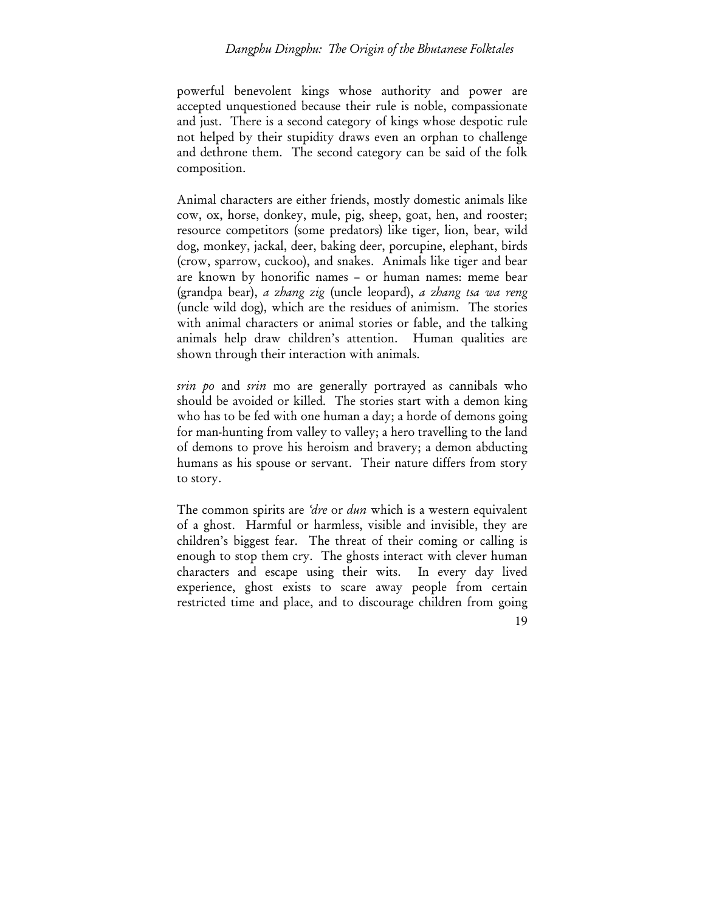powerful benevolent kings whose authority and power are accepted unquestioned because their rule is noble, compassionate and just. There is a second category of kings whose despotic rule not helped by their stupidity draws even an orphan to challenge and dethrone them. The second category can be said of the folk composition.

Animal characters are either friends, mostly domestic animals like cow, ox, horse, donkey, mule, pig, sheep, goat, hen, and rooster; resource competitors (some predators) like tiger, lion, bear, wild dog, monkey, jackal, deer, baking deer, porcupine, elephant, birds (crow, sparrow, cuckoo), and snakes. Animals like tiger and bear are known by honorific names – or human names: meme bear (grandpa bear), *a zhang zig* (uncle leopard), *a zhang tsa wa reng* (uncle wild dog), which are the residues of animism. The stories with animal characters or animal stories or fable, and the talking animals help draw children's attention. Human qualities are shown through their interaction with animals.

*srin po* and *srin* mo are generally portrayed as cannibals who should be avoided or killed. The stories start with a demon king who has to be fed with one human a day; a horde of demons going for man-hunting from valley to valley; a hero travelling to the land of demons to prove his heroism and bravery; a demon abducting humans as his spouse or servant. Their nature differs from story to story.

The common spirits are *'dre* or *dun* which is a western equivalent of a ghost. Harmful or harmless, visible and invisible, they are children's biggest fear. The threat of their coming or calling is enough to stop them cry. The ghosts interact with clever human characters and escape using their wits. In every day lived experience, ghost exists to scare away people from certain restricted time and place, and to discourage children from going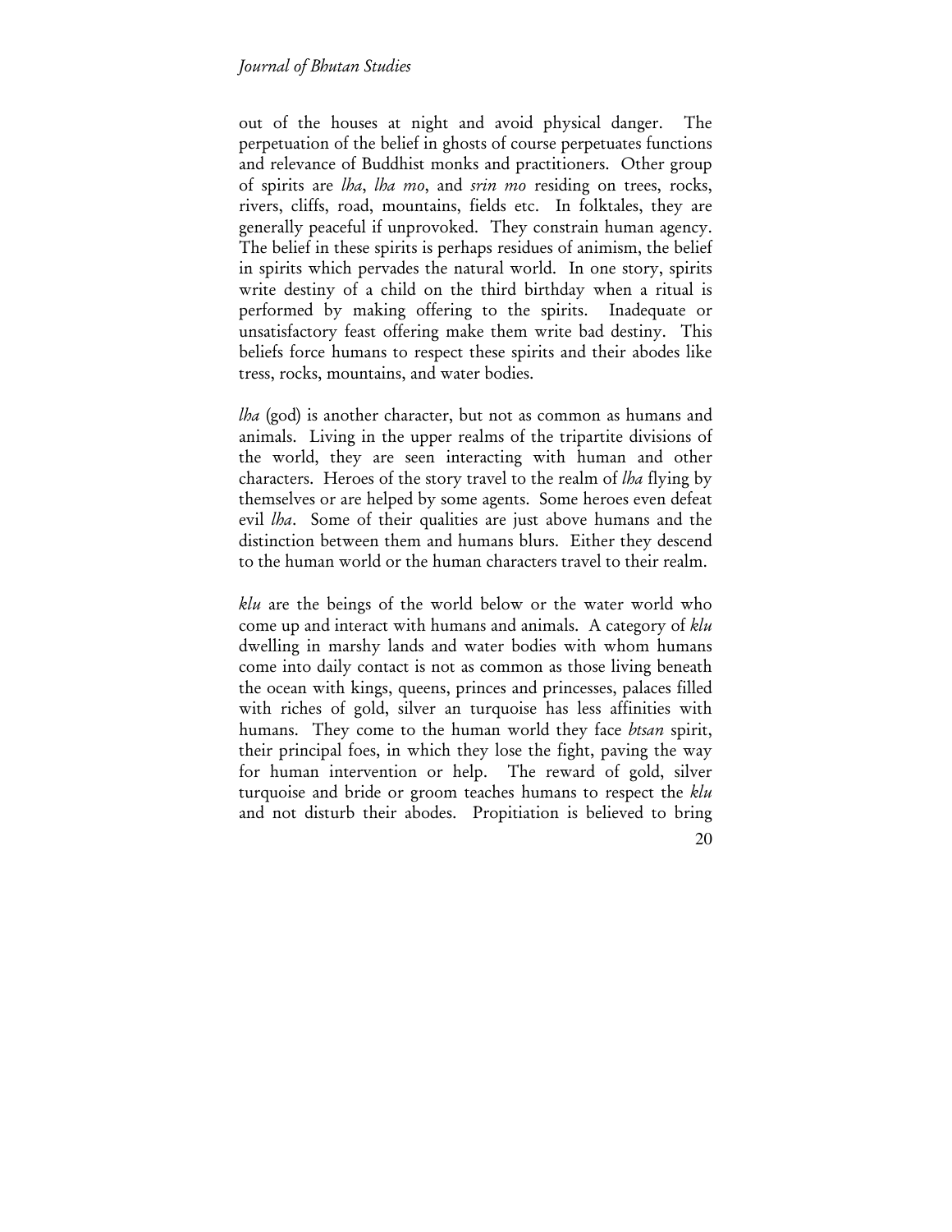out of the houses at night and avoid physical danger. The perpetuation of the belief in ghosts of course perpetuates functions and relevance of Buddhist monks and practitioners. Other group of spirits are *lha*, *lha mo*, and *srin mo* residing on trees, rocks, rivers, cliffs, road, mountains, fields etc. In folktales, they are generally peaceful if unprovoked. They constrain human agency. The belief in these spirits is perhaps residues of animism, the belief in spirits which pervades the natural world. In one story, spirits write destiny of a child on the third birthday when a ritual is performed by making offering to the spirits. Inadequate or unsatisfactory feast offering make them write bad destiny. This beliefs force humans to respect these spirits and their abodes like tress, rocks, mountains, and water bodies.

*lha* (god) is another character, but not as common as humans and animals. Living in the upper realms of the tripartite divisions of the world, they are seen interacting with human and other characters. Heroes of the story travel to the realm of *lha* flying by themselves or are helped by some agents. Some heroes even defeat evil *lha*. Some of their qualities are just above humans and the distinction between them and humans blurs. Either they descend to the human world or the human characters travel to their realm.

*klu* are the beings of the world below or the water world who come up and interact with humans and animals. A category of *klu* dwelling in marshy lands and water bodies with whom humans come into daily contact is not as common as those living beneath the ocean with kings, queens, princes and princesses, palaces filled with riches of gold, silver an turquoise has less affinities with humans. They come to the human world they face *btsan* spirit, their principal foes, in which they lose the fight, paving the way for human intervention or help. The reward of gold, silver turquoise and bride or groom teaches humans to respect the *klu* and not disturb their abodes. Propitiation is believed to bring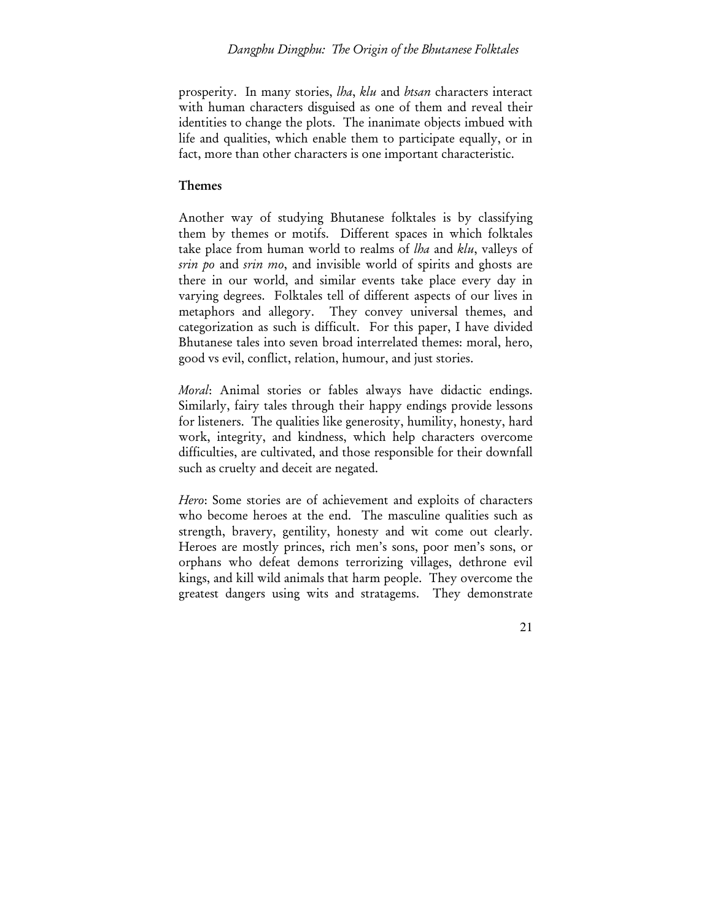prosperity. In many stories, *lha*, *klu* and *btsan* characters interact with human characters disguised as one of them and reveal their identities to change the plots. The inanimate objects imbued with life and qualities, which enable them to participate equally, or in fact, more than other characters is one important characteristic.

## Themes

Another way of studying Bhutanese folktales is by classifying them by themes or motifs. Different spaces in which folktales take place from human world to realms of *lha* and *klu*, valleys of *srin po* and *srin mo*, and invisible world of spirits and ghosts are there in our world, and similar events take place every day in varying degrees. Folktales tell of different aspects of our lives in metaphors and allegory. They convey universal themes, and categorization as such is difficult. For this paper, I have divided Bhutanese tales into seven broad interrelated themes: moral, hero, good vs evil, conflict, relation, humour, and just stories.

*Moral*: Animal stories or fables always have didactic endings. Similarly, fairy tales through their happy endings provide lessons for listeners. The qualities like generosity, humility, honesty, hard work, integrity, and kindness, which help characters overcome difficulties, are cultivated, and those responsible for their downfall such as cruelty and deceit are negated.

*Hero*: Some stories are of achievement and exploits of characters who become heroes at the end. The masculine qualities such as strength, bravery, gentility, honesty and wit come out clearly. Heroes are mostly princes, rich men's sons, poor men's sons, or orphans who defeat demons terrorizing villages, dethrone evil kings, and kill wild animals that harm people. They overcome the greatest dangers using wits and stratagems. They demonstrate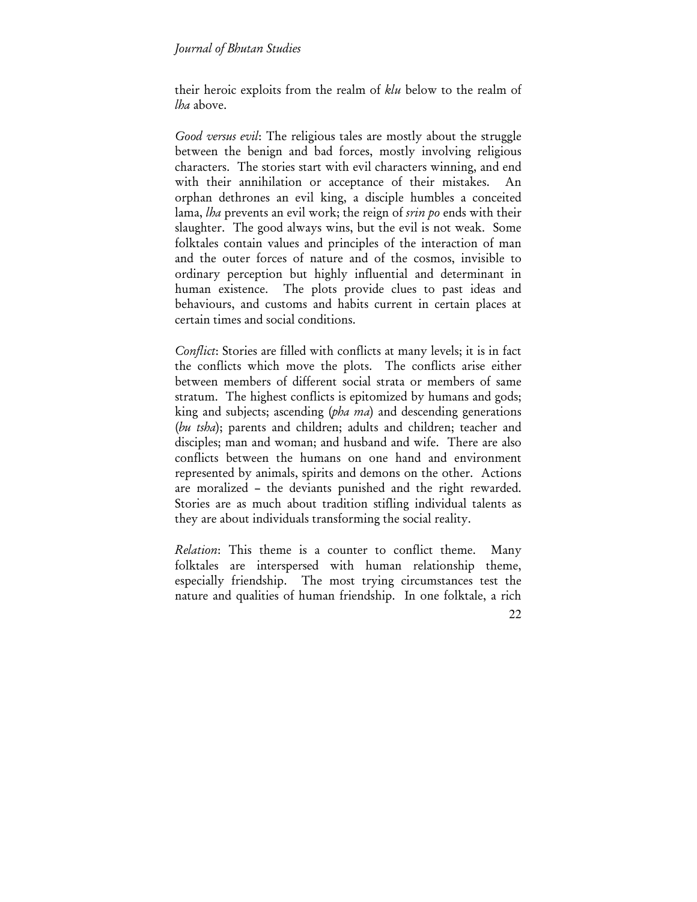their heroic exploits from the realm of *klu* below to the realm of *lha* above.

*Good versus evil*: The religious tales are mostly about the struggle between the benign and bad forces, mostly involving religious characters. The stories start with evil characters winning, and end with their annihilation or acceptance of their mistakes. An orphan dethrones an evil king, a disciple humbles a conceited lama, *lha* prevents an evil work; the reign of *srin po* ends with their slaughter. The good always wins, but the evil is not weak. Some folktales contain values and principles of the interaction of man and the outer forces of nature and of the cosmos, invisible to ordinary perception but highly influential and determinant in human existence. The plots provide clues to past ideas and behaviours, and customs and habits current in certain places at certain times and social conditions.

*Conflict*: Stories are filled with conflicts at many levels; it is in fact the conflicts which move the plots. The conflicts arise either between members of different social strata or members of same stratum. The highest conflicts is epitomized by humans and gods; king and subjects; ascending (*pha ma*) and descending generations (*bu tsha*); parents and children; adults and children; teacher and disciples; man and woman; and husband and wife. There are also conflicts between the humans on one hand and environment represented by animals, spirits and demons on the other. Actions are moralized – the deviants punished and the right rewarded. Stories are as much about tradition stifling individual talents as they are about individuals transforming the social reality.

*Relation*: This theme is a counter to conflict theme. Many folktales are interspersed with human relationship theme, especially friendship. The most trying circumstances test the nature and qualities of human friendship. In one folktale, a rich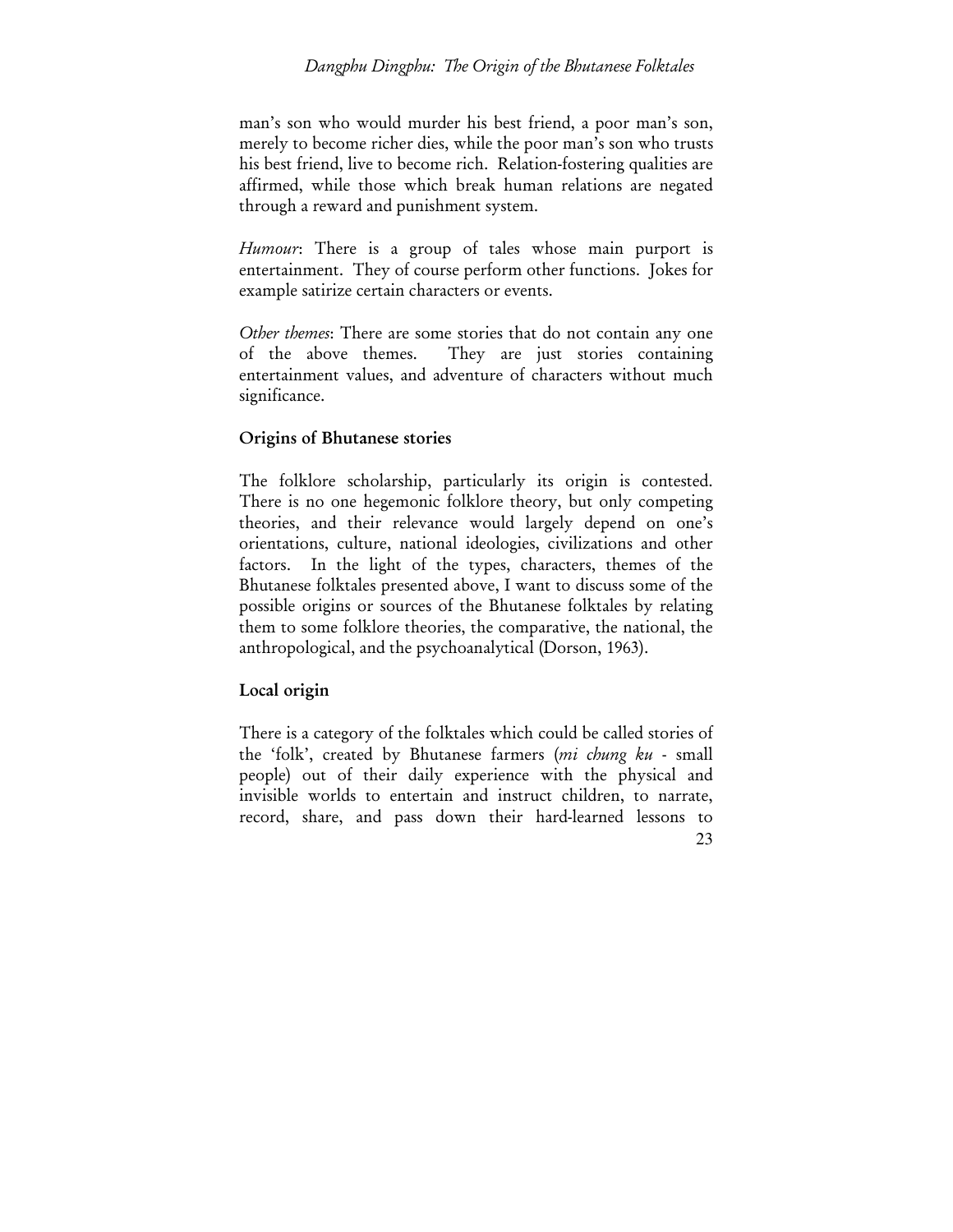man's son who would murder his best friend, a poor man's son, merely to become richer dies, while the poor man's son who trusts his best friend, live to become rich. Relation-fostering qualities are affirmed, while those which break human relations are negated through a reward and punishment system.

*Humour*: There is a group of tales whose main purport is entertainment. They of course perform other functions. Jokes for example satirize certain characters or events.

*Other themes*: There are some stories that do not contain any one of the above themes. They are just stories containing entertainment values, and adventure of characters without much significance.

## Origins of Bhutanese stories

The folklore scholarship, particularly its origin is contested. There is no one hegemonic folklore theory, but only competing theories, and their relevance would largely depend on one's orientations, culture, national ideologies, civilizations and other factors. In the light of the types, characters, themes of the Bhutanese folktales presented above, I want to discuss some of the possible origins or sources of the Bhutanese folktales by relating them to some folklore theories, the comparative, the national, the anthropological, and the psychoanalytical (Dorson, 1963).

## Local origin

There is a category of the folktales which could be called stories of the 'folk', created by Bhutanese farmers (*mi chung ku* - small people) out of their daily experience with the physical and invisible worlds to entertain and instruct children, to narrate, record, share, and pass down their hard-learned lessons to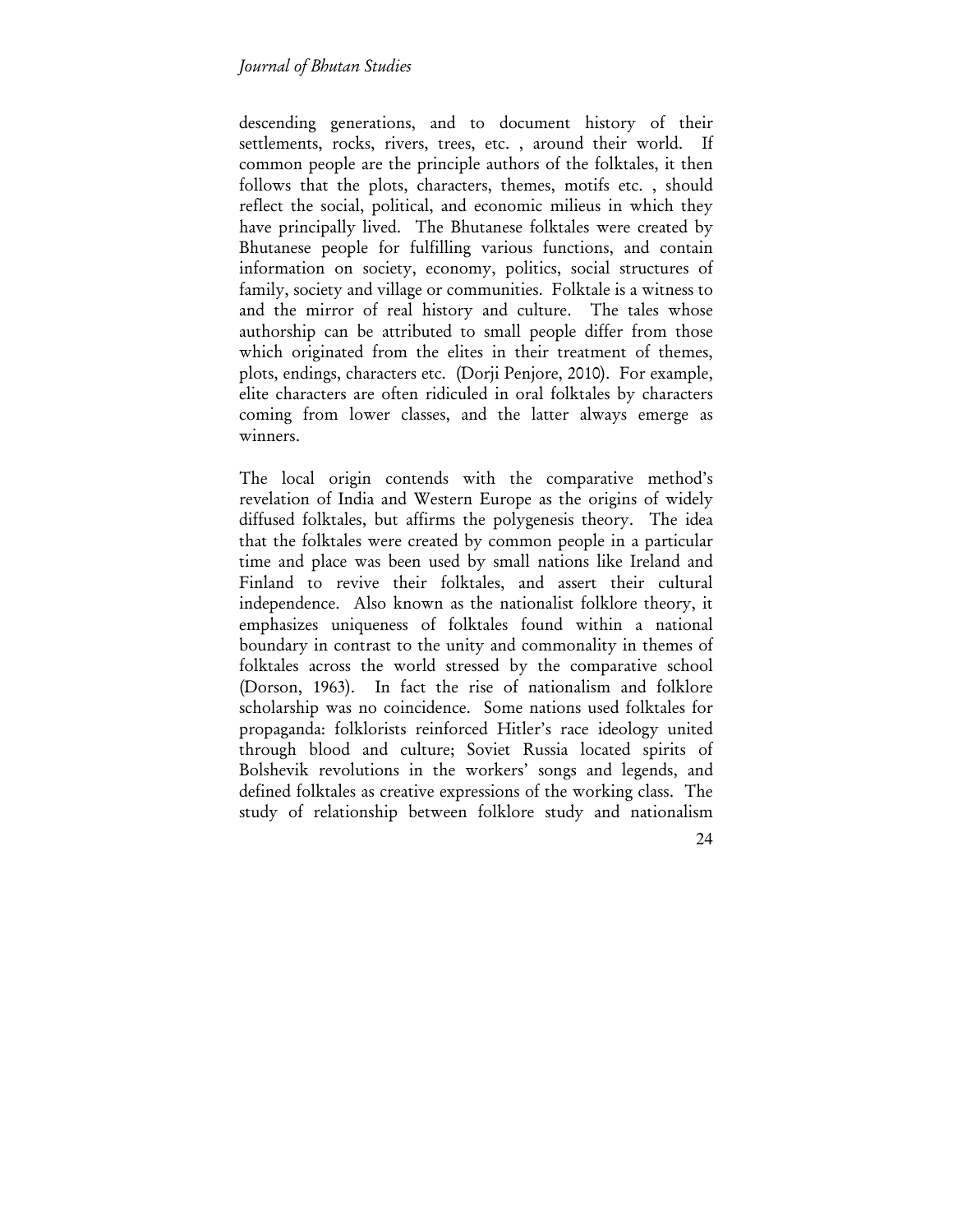descending generations, and to document history of their settlements, rocks, rivers, trees, etc. , around their world. If common people are the principle authors of the folktales, it then follows that the plots, characters, themes, motifs etc. , should reflect the social, political, and economic milieus in which they have principally lived. The Bhutanese folktales were created by Bhutanese people for fulfilling various functions, and contain information on society, economy, politics, social structures of family, society and village or communities. Folktale is a witness to and the mirror of real history and culture. The tales whose authorship can be attributed to small people differ from those which originated from the elites in their treatment of themes, plots, endings, characters etc. (Dorji Penjore, 2010). For example, elite characters are often ridiculed in oral folktales by characters coming from lower classes, and the latter always emerge as winners.

The local origin contends with the comparative method's revelation of India and Western Europe as the origins of widely diffused folktales, but affirms the polygenesis theory. The idea that the folktales were created by common people in a particular time and place was been used by small nations like Ireland and Finland to revive their folktales, and assert their cultural independence. Also known as the nationalist folklore theory, it emphasizes uniqueness of folktales found within a national boundary in contrast to the unity and commonality in themes of folktales across the world stressed by the comparative school (Dorson, 1963). In fact the rise of nationalism and folklore scholarship was no coincidence. Some nations used folktales for propaganda: folklorists reinforced Hitler's race ideology united through blood and culture; Soviet Russia located spirits of Bolshevik revolutions in the workers' songs and legends, and defined folktales as creative expressions of the working class. The study of relationship between folklore study and nationalism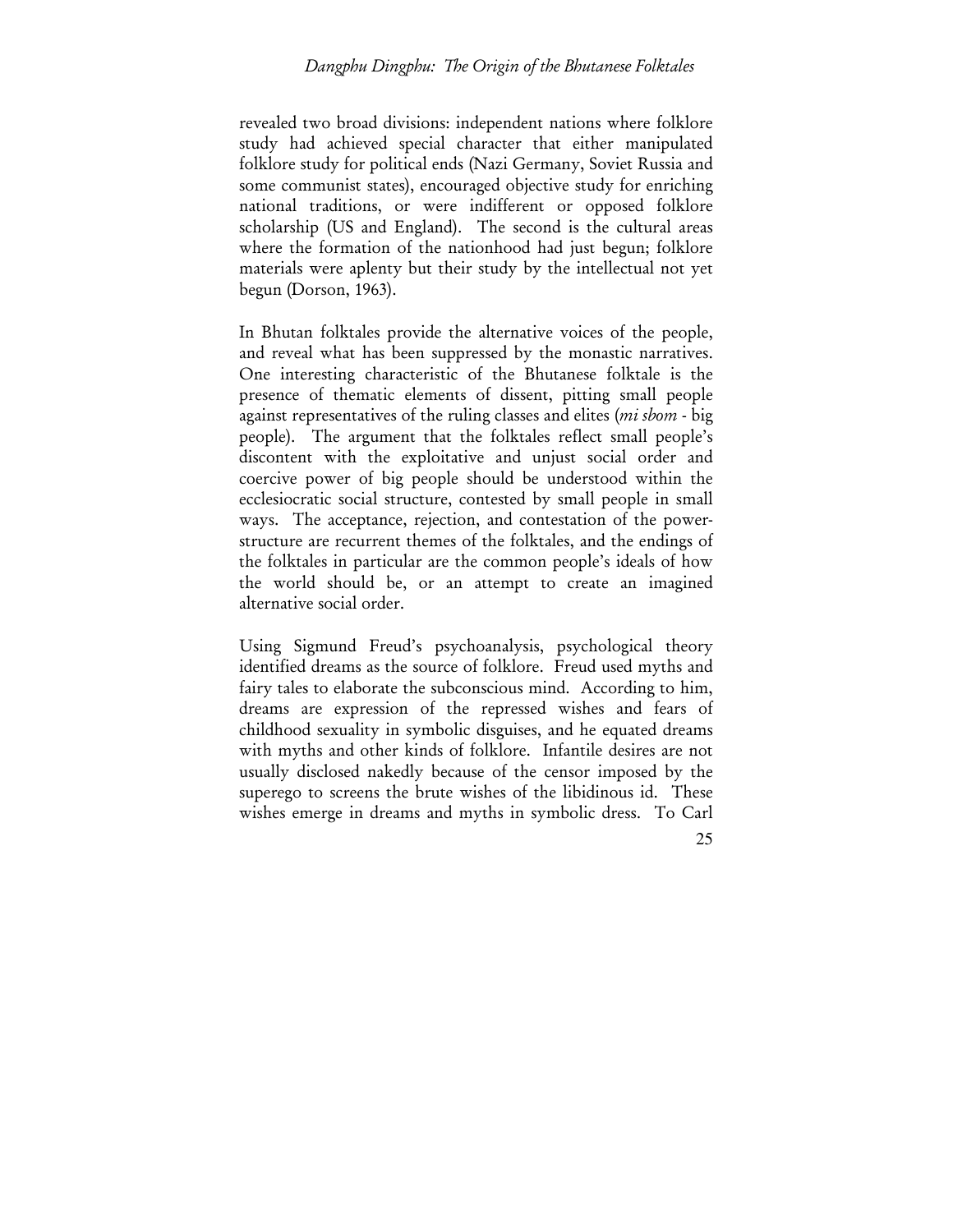revealed two broad divisions: independent nations where folklore study had achieved special character that either manipulated folklore study for political ends (Nazi Germany, Soviet Russia and some communist states), encouraged objective study for enriching national traditions, or were indifferent or opposed folklore scholarship (US and England). The second is the cultural areas where the formation of the nationhood had just begun; folklore materials were aplenty but their study by the intellectual not yet begun (Dorson, 1963).

In Bhutan folktales provide the alternative voices of the people, and reveal what has been suppressed by the monastic narratives. One interesting characteristic of the Bhutanese folktale is the presence of thematic elements of dissent, pitting small people against representatives of the ruling classes and elites (*mi sbom* - big people). The argument that the folktales reflect small people's discontent with the exploitative and unjust social order and coercive power of big people should be understood within the ecclesiocratic social structure, contested by small people in small ways. The acceptance, rejection, and contestation of the power-structure are recurrent themes of the folktales, and the endings of the folktales in particular are the common people's ideals of how the world should be, or an attempt to create an imagined alternative social order.

Using Sigmund Freud's psychoanalysis, psychological theory identified dreams as the source of folklore. Freud used myths and fairy tales to elaborate the subconscious mind. According to him, dreams are expression of the repressed wishes and fears of childhood sexuality in symbolic disguises, and he equated dreams with myths and other kinds of folklore. Infantile desires are not usually disclosed nakedly because of the censor imposed by the superego to screens the brute wishes of the libidinous id. These wishes emerge in dreams and myths in symbolic dress. To Carl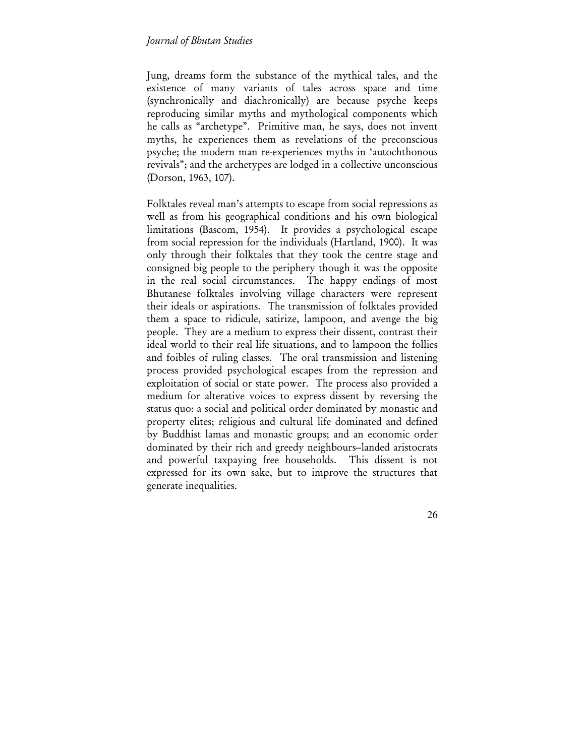Jung, dreams form the substance of the mythical tales, and the existence of many variants of tales across space and time (synchronically and diachronically) are because psyche keeps reproducing similar myths and mythological components which he calls as "archetype". Primitive man, he says, does not invent myths, he experiences them as revelations of the preconscious psyche; the modern man re-experiences myths in 'autochthonous revivals"; and the archetypes are lodged in a collective unconscious (Dorson, 1963, 107).

Folktales reveal man's attempts to escape from social repressions as well as from his geographical conditions and his own biological limitations (Bascom, 1954). It provides a psychological escape from social repression for the individuals (Hartland, 1900). It was only through their folktales that they took the centre stage and consigned big people to the periphery though it was the opposite in the real social circumstances. The happy endings of most Bhutanese folktales involving village characters were represent their ideals or aspirations. The transmission of folktales provided them a space to ridicule, satirize, lampoon, and avenge the big people. They are a medium to express their dissent, contrast their ideal world to their real life situations, and to lampoon the follies and foibles of ruling classes. The oral transmission and listening process provided psychological escapes from the repression and exploitation of social or state power. The process also provided a medium for alterative voices to express dissent by reversing the status quo: a social and political order dominated by monastic and property elites; religious and cultural life dominated and defined by Buddhist lamas and monastic groups; and an economic order dominated by their rich and greedy neighbours--landed aristocrats and powerful taxpaying free households. This dissent is not expressed for its own sake, but to improve the structures that generate inequalities.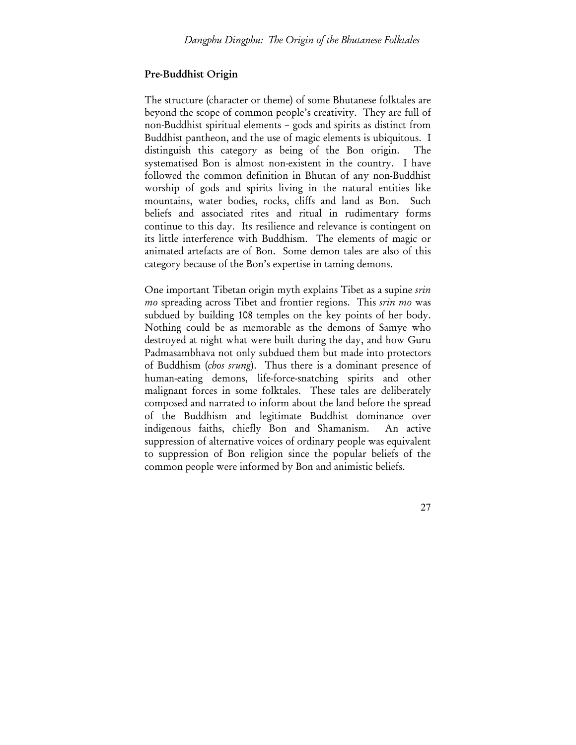## Pre-Buddhist Origin

The structure (character or theme) of some Bhutanese folktales are beyond the scope of common people's creativity. They are full of non-Buddhist spiritual elements – gods and spirits as distinct from Buddhist pantheon, and the use of magic elements is ubiquitous. I distinguish this category as being of the Bon origin. The systematised Bon is almost non-existent in the country. I have followed the common definition in Bhutan of any non-Buddhist worship of gods and spirits living in the natural entities like mountains, water bodies, rocks, cliffs and land as Bon. Such beliefs and associated rites and ritual in rudimentary forms continue to this day. Its resilience and relevance is contingent on its little interference with Buddhism. The elements of magic or animated artefacts are of Bon. Some demon tales are also of this category because of the Bon's expertise in taming demons.

One important Tibetan origin myth explains Tibet as a supine *srin mo* spreading across Tibet and frontier regions. This *srin mo* was subdued by building 108 temples on the key points of her body. Nothing could be as memorable as the demons of Samye who destroyed at night what were built during the day, and how Guru Padmasambhava not only subdued them but made into protectors of Buddhism (*chos srung*). Thus there is a dominant presence of human-eating demons, life-force-snatching spirits and other malignant forces in some folktales. These tales are deliberately composed and narrated to inform about the land before the spread of the Buddhism and legitimate Buddhist dominance over indigenous faiths, chiefly Bon and Shamanism. An active suppression of alternative voices of ordinary people was equivalent to suppression of Bon religion since the popular beliefs of the common people were informed by Bon and animistic beliefs.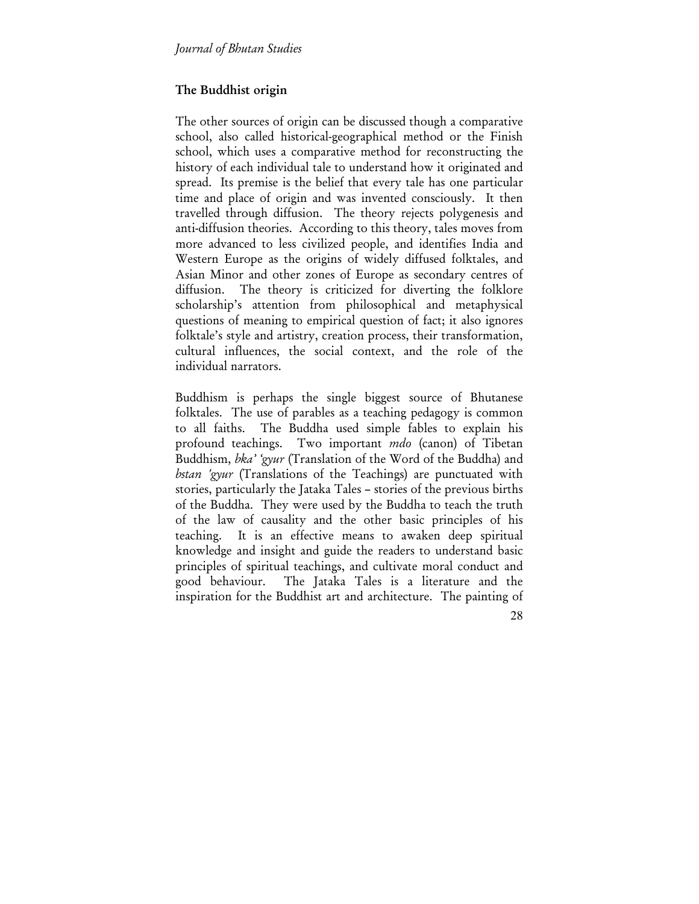## The Buddhist origin

The other sources of origin can be discussed though a comparative school, also called historical-geographical method or the Finish school, which uses a comparative method for reconstructing the history of each individual tale to understand how it originated and spread. Its premise is the belief that every tale has one particular time and place of origin and was invented consciously. It then travelled through diffusion. The theory rejects polygenesis and anti-diffusion theories. According to this theory, tales moves from more advanced to less civilized people, and identifies India and Western Europe as the origins of widely diffused folktales, and Asian Minor and other zones of Europe as secondary centres of diffusion. The theory is criticized for diverting the folklore scholarship's attention from philosophical and metaphysical questions of meaning to empirical question of fact; it also ignores folktale's style and artistry, creation process, their transformation, cultural influences, the social context, and the role of the individual narrators.

Buddhism is perhaps the single biggest source of Bhutanese folktales. The use of parables as a teaching pedagogy is common to all faiths. The Buddha used simple fables to explain his profound teachings. Two important *mdo* (canon) of Tibetan Buddhism, *bka' 'gyur* (Translation of the Word of the Buddha) and *bstan 'gyur* (Translations of the Teachings) are punctuated with stories, particularly the Jataka Tales – stories of the previous births of the Buddha. They were used by the Buddha to teach the truth of the law of causality and the other basic principles of his teaching. It is an effective means to awaken deep spiritual knowledge and insight and guide the readers to understand basic principles of spiritual teachings, and cultivate moral conduct and good behaviour. The Jataka Tales is a literature and the inspiration for the Buddhist art and architecture. The painting of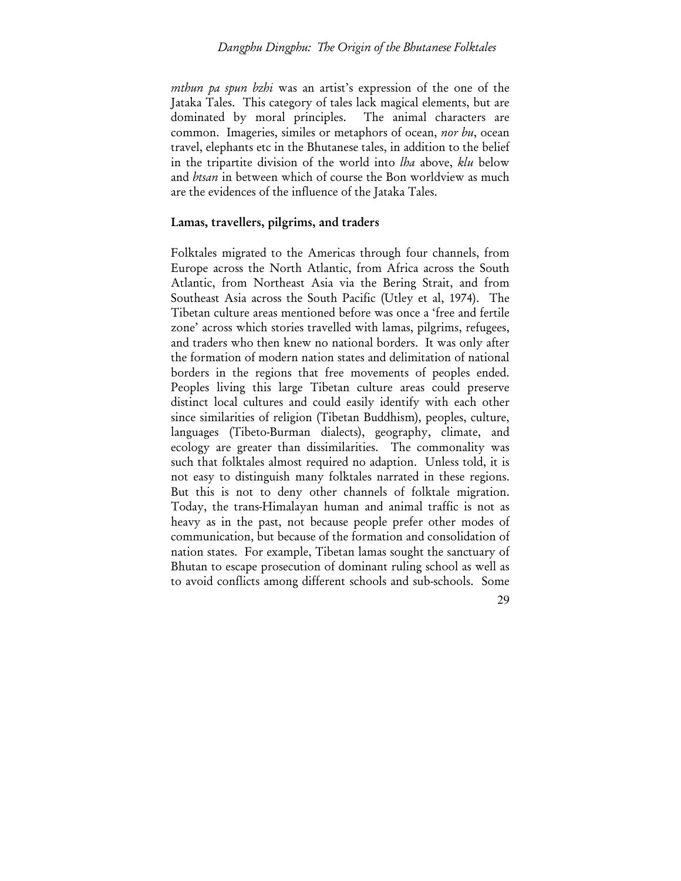*mthun pa spun bzhi* was an artist's expression of the one of the Jataka Tales. This category of tales lack magical elements, but are dominated by moral principles. The animal characters are common. Imageries, similes or metaphors of ocean, *nor bu*, ocean travel, elephants etc in the Bhutanese tales, in addition to the belief in the tripartite division of the world into *lha* above, *klu* below and *btsan* in between which of course the Bon worldview as much are the evidences of the influence of the Jataka Tales.

## Lamas, travellers, pilgrims, and traders

Folktales migrated to the Americas through four channels, from Europe across the North Atlantic, from Africa across the South Atlantic, from Northeast Asia via the Bering Strait, and from Southeast Asia across the South Pacific (Utley et al, 1974). The Tibetan culture areas mentioned before was once a 'free and fertile zone' across which stories travelled with lamas, pilgrims, refugees, and traders who then knew no national borders. It was only after the formation of modern nation states and delimitation of national borders in the regions that free movements of peoples ended. Peoples living this large Tibetan culture areas could preserve distinct local cultures and could easily identify with each other since similarities of religion (Tibetan Buddhism), peoples, culture, languages (Tibeto-Burman dialects), geography, climate, and ecology are greater than dissimilarities. The commonality was such that folktales almost required no adaption. Unless told, it is not easy to distinguish many folktales narrated in these regions. But this is not to deny other channels of folktale migration. Today, the trans-Himalayan human and animal traffic is not as heavy as in the past, not because people prefer other modes of communication, but because of the formation and consolidation of nation states. For example, Tibetan lamas sought the sanctuary of Bhutan to escape prosecution of dominant ruling school as well as to avoid conflicts among different schools and sub-schools. Some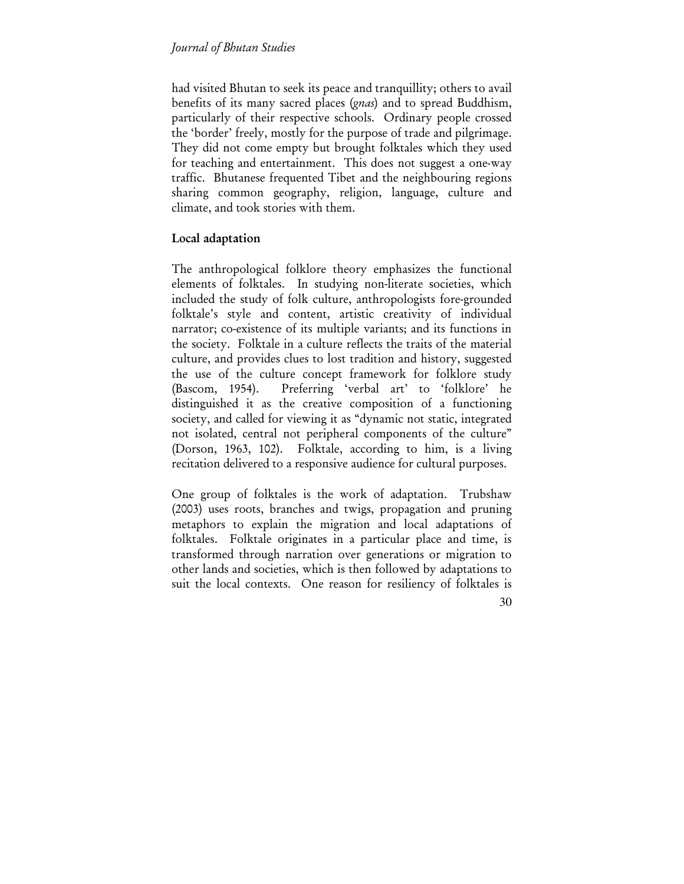had visited Bhutan to seek its peace and tranquillity; others to avail benefits of its many sacred places (*gnas*) and to spread Buddhism, particularly of their respective schools. Ordinary people crossed the 'border' freely, mostly for the purpose of trade and pilgrimage. They did not come empty but brought folktales which they used for teaching and entertainment. This does not suggest a one-way traffic. Bhutanese frequented Tibet and the neighbouring regions sharing common geography, religion, language, culture and climate, and took stories with them.

## Local adaptation

The anthropological folklore theory emphasizes the functional elements of folktales. In studying non-literate societies, which included the study of folk culture, anthropologists fore-grounded folktale's style and content, artistic creativity of individual narrator; co-existence of its multiple variants; and its functions in the society. Folktale in a culture reflects the traits of the material culture, and provides clues to lost tradition and history, suggested the use of the culture concept framework for folklore study (Bascom, 1954). Preferring 'verbal art' to 'folklore' he distinguished it as the creative composition of a functioning society, and called for viewing it as "dynamic not static, integrated not isolated, central not peripheral components of the culture" (Dorson, 1963, 102). Folktale, according to him, is a living recitation delivered to a responsive audience for cultural purposes.

One group of folktales is the work of adaptation. Trubshaw (2003) uses roots, branches and twigs, propagation and pruning metaphors to explain the migration and local adaptations of folktales. Folktale originates in a particular place and time, is transformed through narration over generations or migration to other lands and societies, which is then followed by adaptations to suit the local contexts. One reason for resiliency of folktales is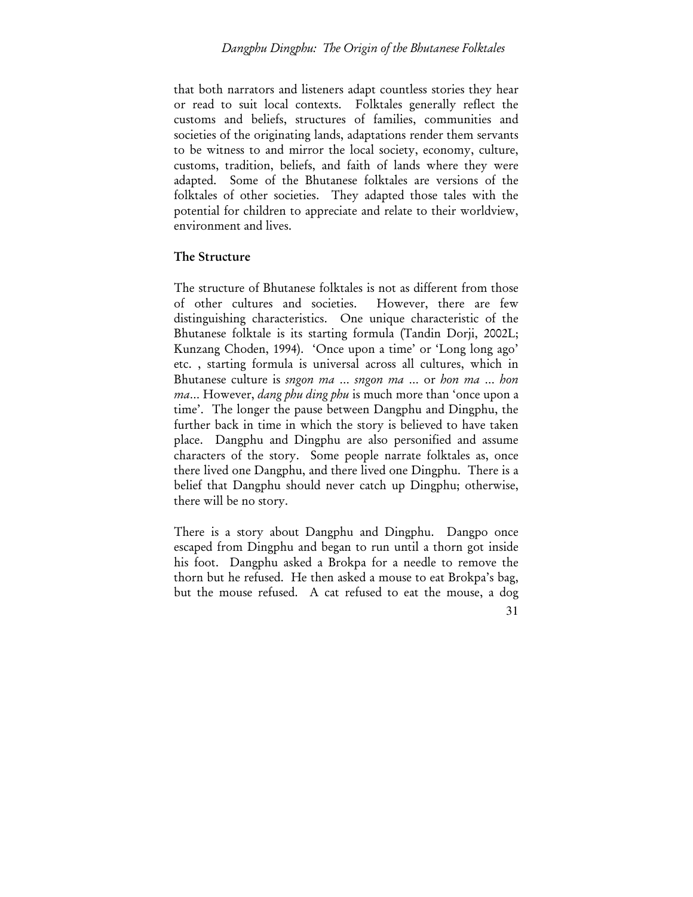that both narrators and listeners adapt countless stories they hear or read to suit local contexts. Folktales generally reflect the customs and beliefs, structures of families, communities and societies of the originating lands, adaptations render them servants to be witness to and mirror the local society, economy, culture, customs, tradition, beliefs, and faith of lands where they were adapted. Some of the Bhutanese folktales are versions of the folktales of other societies. They adapted those tales with the potential for children to appreciate and relate to their worldview, environment and lives.

## The Structure

The structure of Bhutanese folktales is not as different from those of other cultures and societies. However, there are few distinguishing characteristics. One unique characteristic of the Bhutanese folktale is its starting formula (Tandin Dorji, 2002L; Kunzang Choden, 1994). 'Once upon a time' or 'Long long ago' etc. , starting formula is universal across all cultures, which in Bhutanese culture is *sngon ma … sngon ma …* or *hon ma … hon ma…* However, *dang phu ding phu* is much more than 'once upon a time'. The longer the pause between Dangphu and Dingphu, the further back in time in which the story is believed to have taken place. Dangphu and Dingphu are also personified and assume characters of the story. Some people narrate folktales as, once there lived one Dangphu, and there lived one Dingphu. There is a belief that Dangphu should never catch up Dingphu; otherwise, there will be no story.

There is a story about Dangphu and Dingphu. Dangpo once escaped from Dingphu and began to run until a thorn got inside his foot. Dangphu asked a Brokpa for a needle to remove the thorn but he refused. He then asked a mouse to eat Brokpa's bag, but the mouse refused. A cat refused to eat the mouse, a dog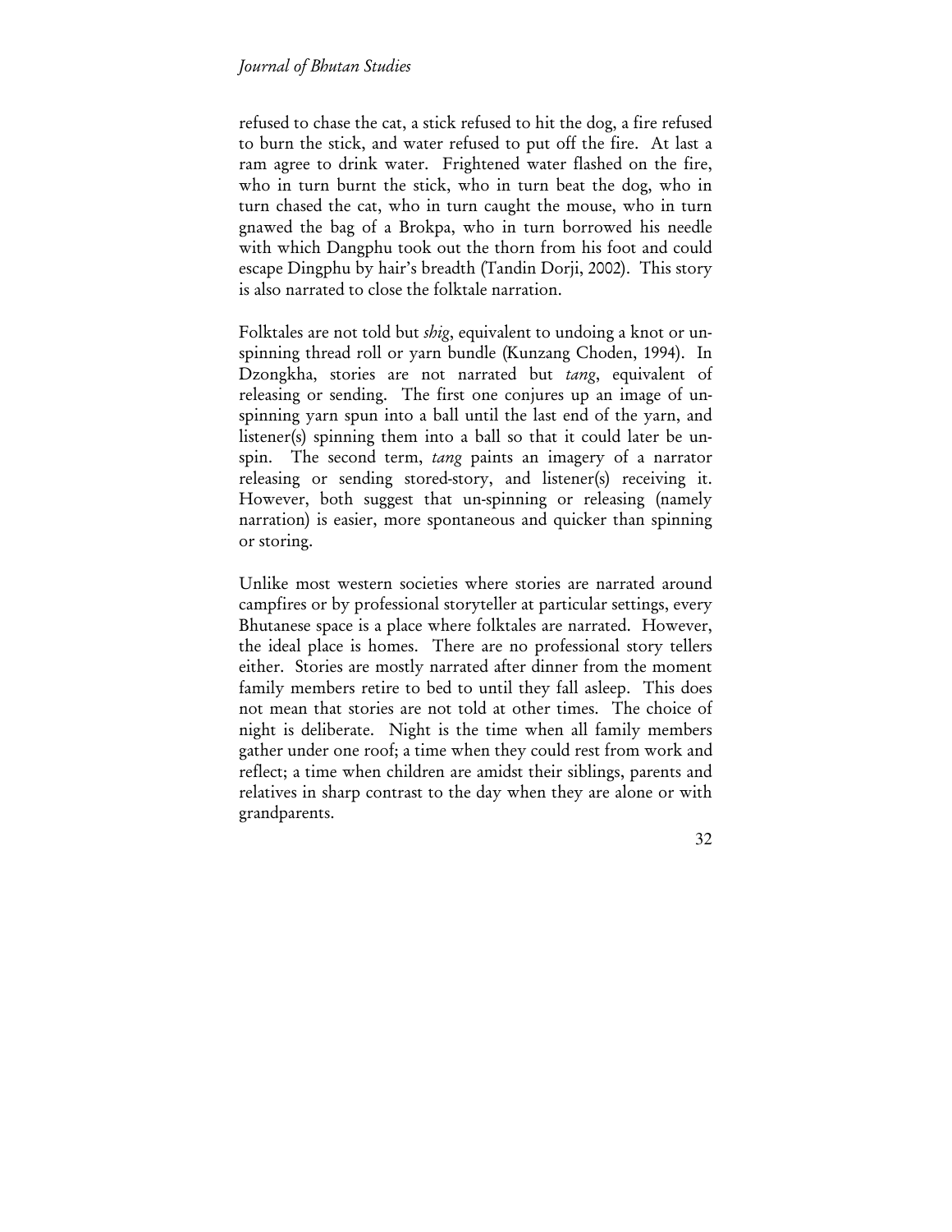refused to chase the cat, a stick refused to hit the dog, a fire refused to burn the stick, and water refused to put off the fire. At last a ram agree to drink water. Frightened water flashed on the fire, who in turn burnt the stick, who in turn beat the dog, who in turn chased the cat, who in turn caught the mouse, who in turn gnawed the bag of a Brokpa, who in turn borrowed his needle with which Dangphu took out the thorn from his foot and could escape Dingphu by hair's breadth (Tandin Dorji, 2002). This story is also narrated to close the folktale narration.

Folktales are not told but *shig*, equivalent to undoing a knot or un-spinning thread roll or yarn bundle (Kunzang Choden, 1994). In Dzongkha, stories are not narrated but *tang*, equivalent of releasing or sending. The first one conjures up an image of un-spinning yarn spun into a ball until the last end of the yarn, and listener(s) spinning them into a ball so that it could later be un-spin. The second term, *tang* paints an imagery of a narrator releasing or sending stored-story, and listener(s) receiving it. However, both suggest that un-spinning or releasing (namely narration) is easier, more spontaneous and quicker than spinning or storing.

Unlike most western societies where stories are narrated around campfires or by professional storyteller at particular settings, every Bhutanese space is a place where folktales are narrated. However, the ideal place is homes. There are no professional story tellers either. Stories are mostly narrated after dinner from the moment family members retire to bed to until they fall asleep. This does not mean that stories are not told at other times. The choice of night is deliberate. Night is the time when all family members gather under one roof; a time when they could rest from work and reflect; a time when children are amidst their siblings, parents and relatives in sharp contrast to the day when they are alone or with grandparents.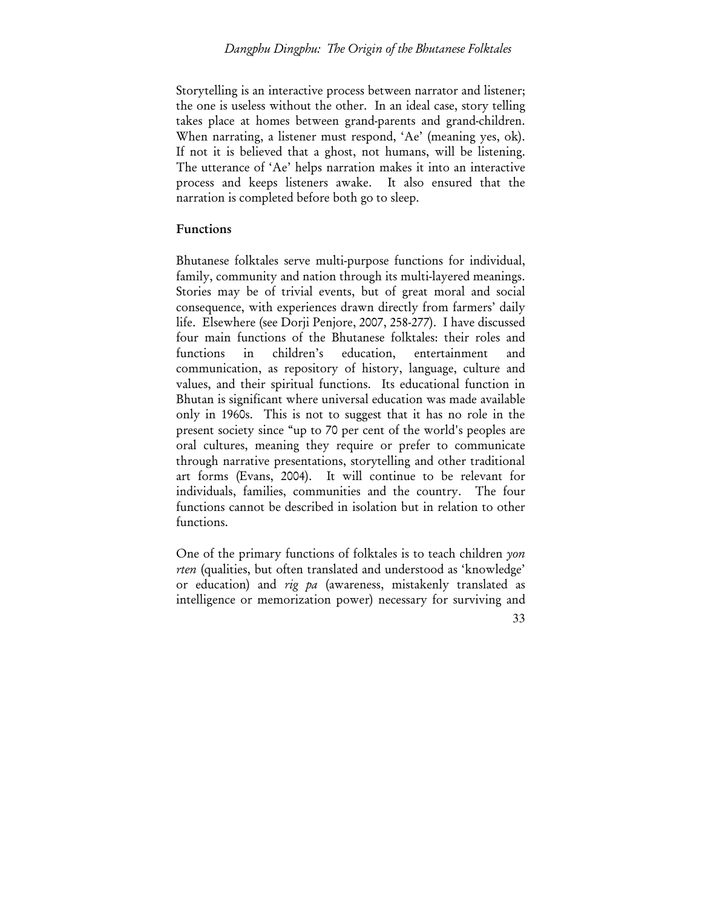Storytelling is an interactive process between narrator and listener; the one is useless without the other. In an ideal case, story telling takes place at homes between grand-parents and grand-children. When narrating, a listener must respond, 'Ae' (meaning yes, ok). If not it is believed that a ghost, not humans, will be listening. The utterance of 'Ae' helps narration makes it into an interactive process and keeps listeners awake. It also ensured that the narration is completed before both go to sleep.

## Functions

Bhutanese folktales serve multi-purpose functions for individual, family, community and nation through its multi-layered meanings. Stories may be of trivial events, but of great moral and social consequence, with experiences drawn directly from farmers' daily life. Elsewhere (see Dorji Penjore, 2007, 258-277). I have discussed four main functions of the Bhutanese folktales: their roles and functions in children's education, entertainment and communication, as repository of history, language, culture and values, and their spiritual functions. Its educational function in Bhutan is significant where universal education was made available only in 1960s. This is not to suggest that it has no role in the present society since "up to 70 per cent of the world's peoples are oral cultures, meaning they require or prefer to communicate through narrative presentations, storytelling and other traditional art forms (Evans, 2004). It will continue to be relevant for individuals, families, communities and the country. The four functions cannot be described in isolation but in relation to other functions.

One of the primary functions of folktales is to teach children *yon rten* (qualities, but often translated and understood as 'knowledge' or education) and *rig pa* (awareness, mistakenly translated as intelligence or memorization power) necessary for surviving and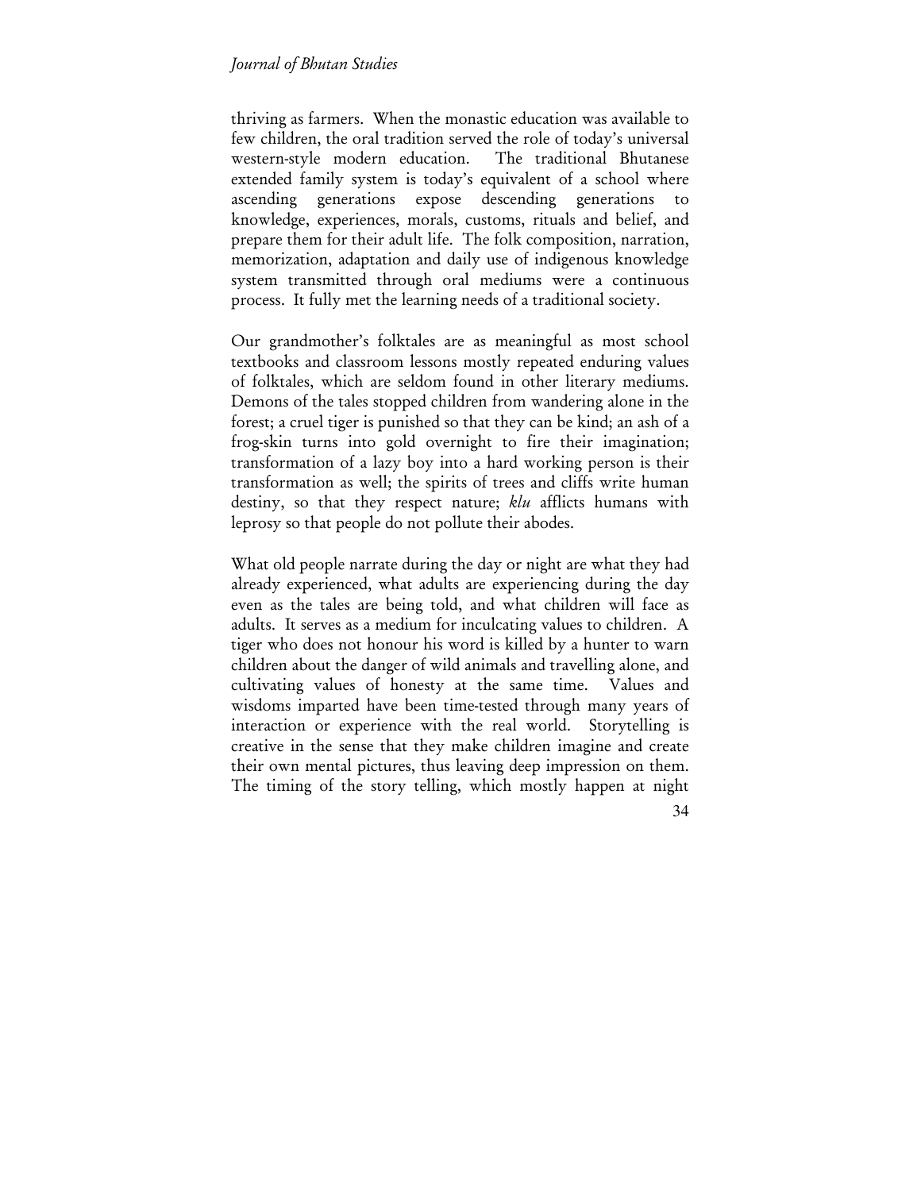thriving as farmers. When the monastic education was available to few children, the oral tradition served the role of today's universal western-style modern education. The traditional Bhutanese extended family system is today's equivalent of a school where ascending generations expose descending generations to knowledge, experiences, morals, customs, rituals and belief, and prepare them for their adult life. The folk composition, narration, memorization, adaptation and daily use of indigenous knowledge system transmitted through oral mediums were a continuous process. It fully met the learning needs of a traditional society.

Our grandmother's folktales are as meaningful as most school textbooks and classroom lessons mostly repeated enduring values of folktales, which are seldom found in other literary mediums. Demons of the tales stopped children from wandering alone in the forest; a cruel tiger is punished so that they can be kind; an ash of a frog-skin turns into gold overnight to fire their imagination; transformation of a lazy boy into a hard working person is their transformation as well; the spirits of trees and cliffs write human destiny, so that they respect nature; *klu* afflicts humans with leprosy so that people do not pollute their abodes.

What old people narrate during the day or night are what they had already experienced, what adults are experiencing during the day even as the tales are being told, and what children will face as adults. It serves as a medium for inculcating values to children. A tiger who does not honour his word is killed by a hunter to warn children about the danger of wild animals and travelling alone, and cultivating values of honesty at the same time. Values and wisdoms imparted have been time-tested through many years of interaction or experience with the real world. Storytelling is creative in the sense that they make children imagine and create their own mental pictures, thus leaving deep impression on them. The timing of the story telling, which mostly happen at night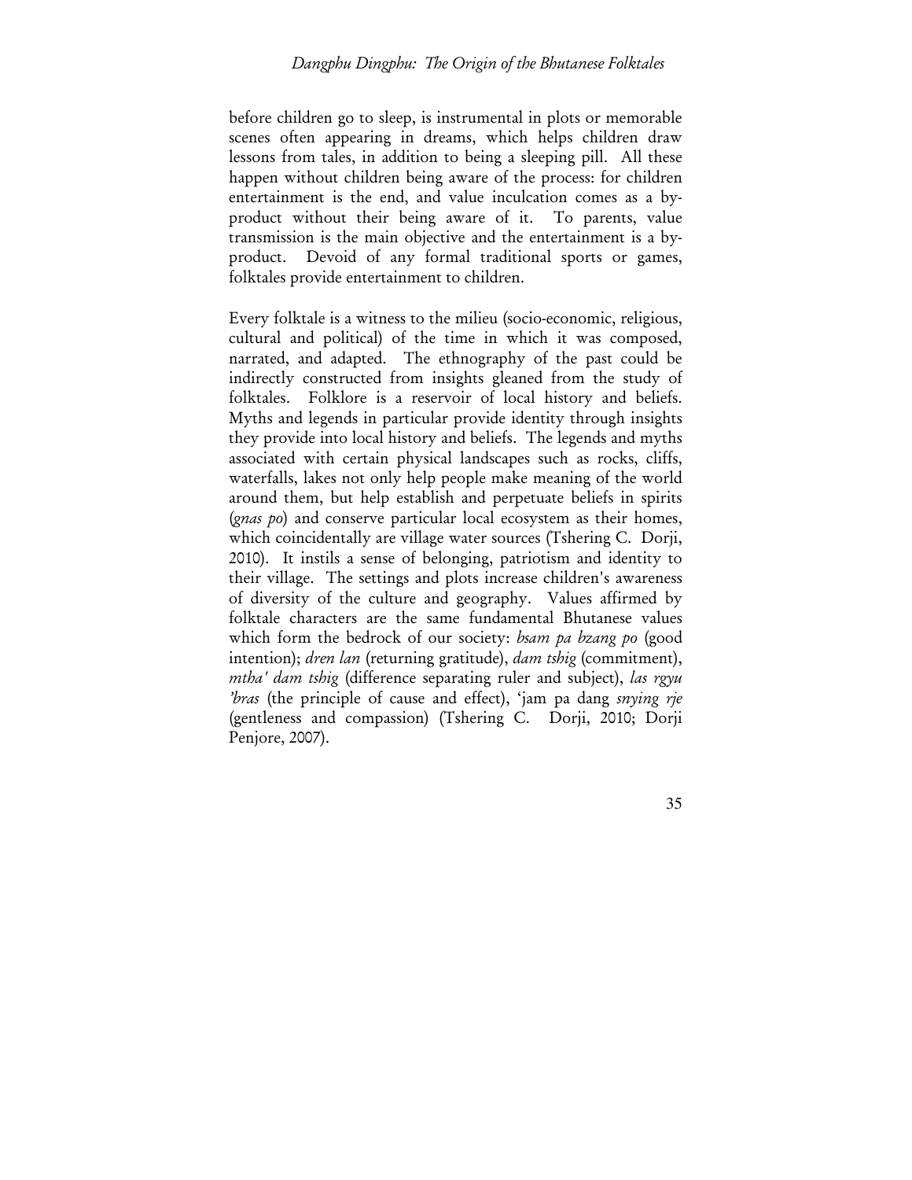before children go to sleep, is instrumental in plots or memorable scenes often appearing in dreams, which helps children draw lessons from tales, in addition to being a sleeping pill. All these happen without children being aware of the process: for children entertainment is the end, and value inculcation comes as a by-product without their being aware of it. To parents, value transmission is the main objective and the entertainment is a by-product. Devoid of any formal traditional sports or games, folktales provide entertainment to children.

Every folktale is a witness to the milieu (socio-economic, religious, cultural and political) of the time in which it was composed, narrated, and adapted. The ethnography of the past could be indirectly constructed from insights gleaned from the study of folktales. Folklore is a reservoir of local history and beliefs. Myths and legends in particular provide identity through insights they provide into local history and beliefs. The legends and myths associated with certain physical landscapes such as rocks, cliffs, waterfalls, lakes not only help people make meaning of the world around them, but help establish and perpetuate beliefs in spirits (*gnas po*) and conserve particular local ecosystem as their homes, which coincidentally are village water sources (Tshering C. Dorji, 2010). It instils a sense of belonging, patriotism and identity to their village. The settings and plots increase children's awareness of diversity of the culture and geography. Values affirmed by folktale characters are the same fundamental Bhutanese values which form the bedrock of our society: *bsam pa bzang po* (good intention); *dren lan* (returning gratitude), *dam tshig* (commitment), *mtha' dam tshig* (difference separating ruler and subject), *las rgyu 'bras* (the principle of cause and effect), 'jam pa dang *snying rje* (gentleness and compassion) (Tshering C. Dorji, 2010; Dorji Penjore, 2007).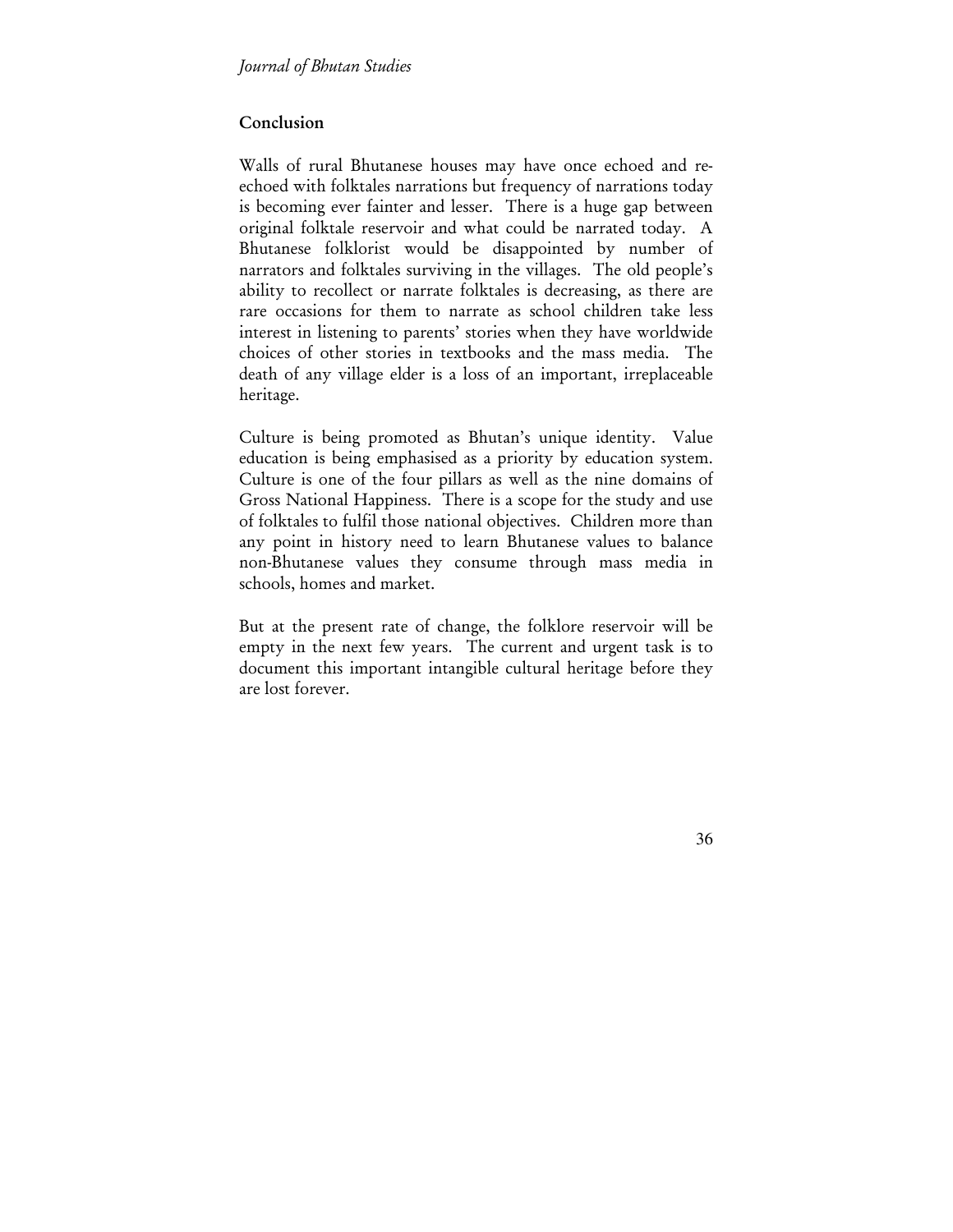## Conclusion

Walls of rural Bhutanese houses may have once echoed and re-echoed with folktales narrations but frequency of narrations today is becoming ever fainter and lesser. There is a huge gap between original folktale reservoir and what could be narrated today. A Bhutanese folklorist would be disappointed by number of narrators and folktales surviving in the villages. The old people's ability to recollect or narrate folktales is decreasing, as there are rare occasions for them to narrate as school children take less interest in listening to parents' stories when they have worldwide choices of other stories in textbooks and the mass media. The death of any village elder is a loss of an important, irreplaceable heritage.

Culture is being promoted as Bhutan's unique identity. Value education is being emphasised as a priority by education system. Culture is one of the four pillars as well as the nine domains of Gross National Happiness. There is a scope for the study and use of folktales to fulfil those national objectives. Children more than any point in history need to learn Bhutanese values to balance non-Bhutanese values they consume through mass media in schools, homes and market.

But at the present rate of change, the folklore reservoir will be empty in the next few years. The current and urgent task is to document this important intangible cultural heritage before they are lost forever.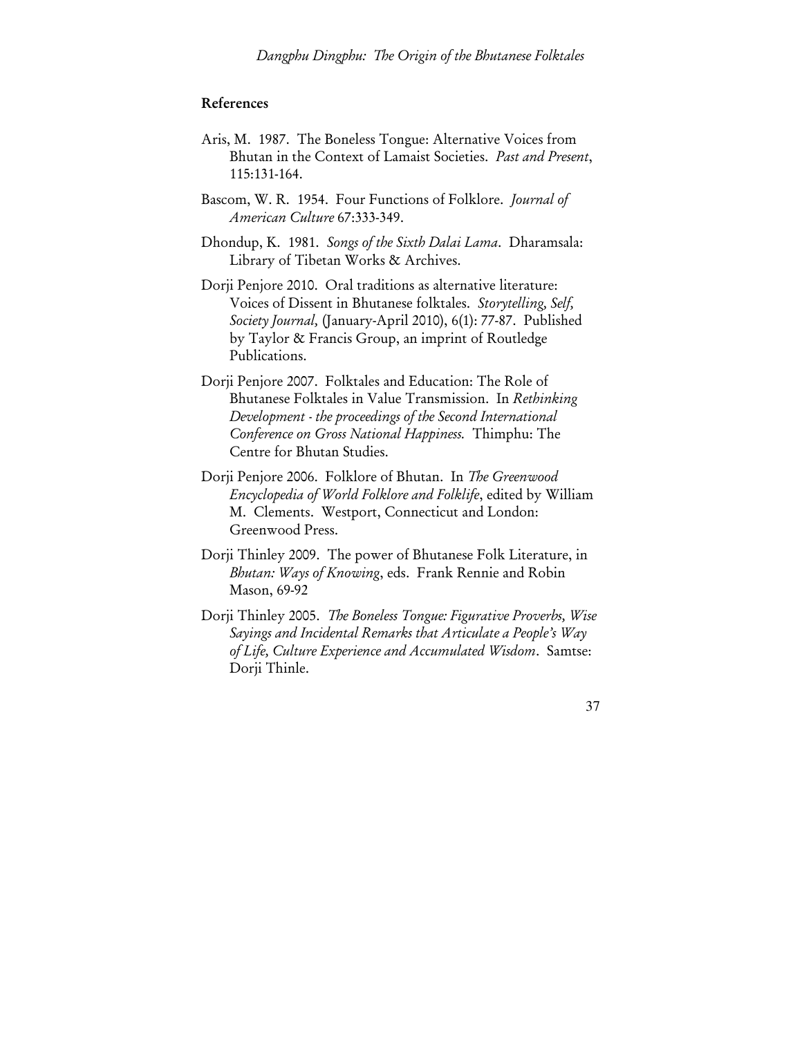## References

Aris, M. 1987. The Boneless Tongue: Alternative Voices from Bhutan in the Context of Lamaist Societies. *Past and Present*, 115:131-164.

Bascom, W. R. 1954. Four Functions of Folklore. *Journal of American Culture* 67:333-349.

Dhondup, K. 1981. *Songs of the Sixth Dalai Lama*. Dharamsala: Library of Tibetan Works & Archives.

Dorji Penjore 2010. Oral traditions as alternative literature: Voices of Dissent in Bhutanese folktales. *Storytelling, Self, Society Journal*, (January-April 2010), 6(1): 77-87. Published by Taylor & Francis Group, an imprint of Routledge Publications.

Dorji Penjore 2007. Folktales and Education: The Role of Bhutanese Folktales in Value Transmission. In *Rethinking Development - the proceedings of the Second International Conference on Gross National Happiness.* Thimphu: The Centre for Bhutan Studies.

Dorji Penjore 2006. Folklore of Bhutan. In *The Greenwood Encyclopedia of World Folklore and Folklife*, edited by William M. Clements. Westport, Connecticut and London: Greenwood Press.

Dorji Thinley 2009. The power of Bhutanese Folk Literature, in *Bhutan: Ways of Knowing*, eds. Frank Rennie and Robin Mason, 69-92

Dorji Thinley 2005. *The Boneless Tongue: Figurative Proverbs, Wise Sayings and Incidental Remarks that Articulate a People's Way of Life, Culture Experience and Accumulated Wisdom*. Samtse: Dorji Thinle.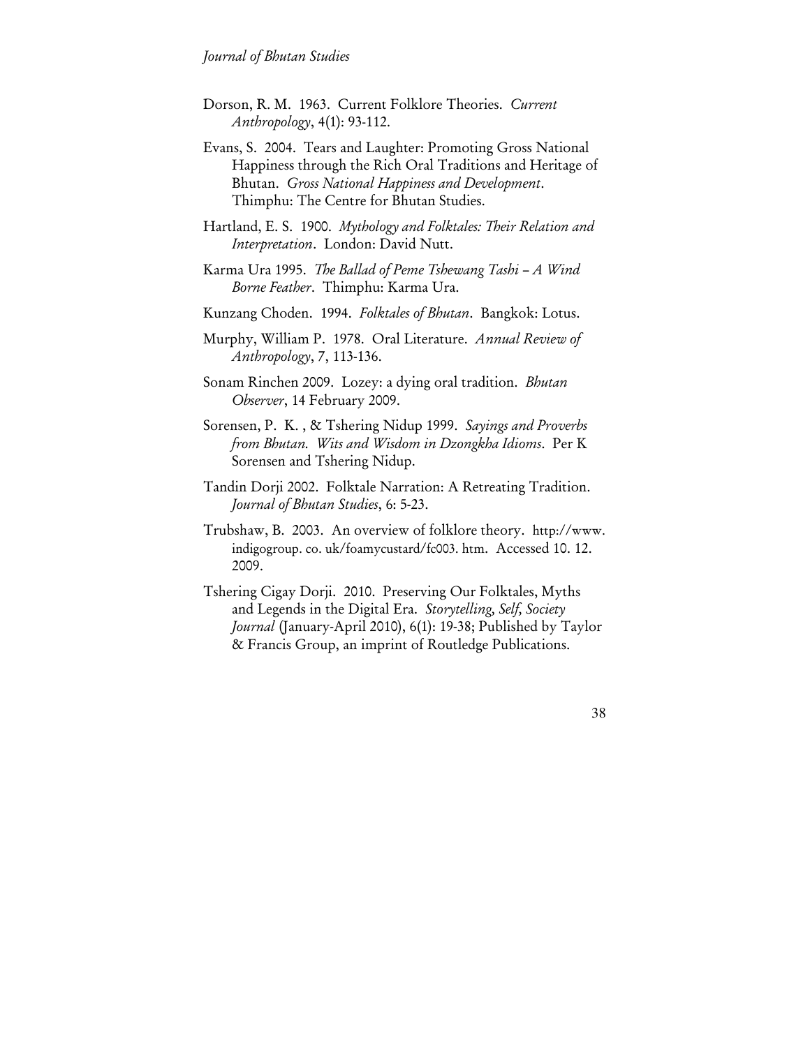Dorson, R. M. 1963. Current Folklore Theories. *Current Anthropology*, 4(1): 93-112.

Evans, S. 2004. Tears and Laughter: Promoting Gross National Happiness through the Rich Oral Traditions and Heritage of Bhutan. *Gross National Happiness and Development*. Thimphu: The Centre for Bhutan Studies.

Hartland, E. S. 1900. *Mythology and Folktales: Their Relation and Interpretation*. London: David Nutt.

Karma Ura 1995. *The Ballad of Peme Tshewang Tashi – A Wind Borne Feather*. Thimphu: Karma Ura.

Kunzang Choden. 1994. *Folktales of Bhutan*. Bangkok: Lotus.

Murphy, William P. 1978. Oral Literature. *Annual Review of Anthropology*, 7, 113-136.

Sonam Rinchen 2009. Lozey: a dying oral tradition. *Bhutan Observer*, 14 February 2009.

Sorensen, P. K. , & Tshering Nidup 1999. *Sayings and Proverbs from Bhutan. Wits and Wisdom in Dzongkha Idioms*. Per K Sorensen and Tshering Nidup.

Tandin Dorji 2002. Folktale Narration: A Retreating Tradition. *Journal of Bhutan Studies*, 6: 5-23.

Trubshaw, B. 2003. An overview of folklore theory. http://www. indigogroup. co. uk/foamycustard/fc003. htm. Accessed 10. 12. 2009.

Tshering Cigay Dorji. 2010. Preserving Our Folktales, Myths and Legends in the Digital Era. *Storytelling, Self, Society Journal* (January-April 2010), 6(1): 19-38; Published by Taylor & Francis Group, an imprint of Routledge Publications.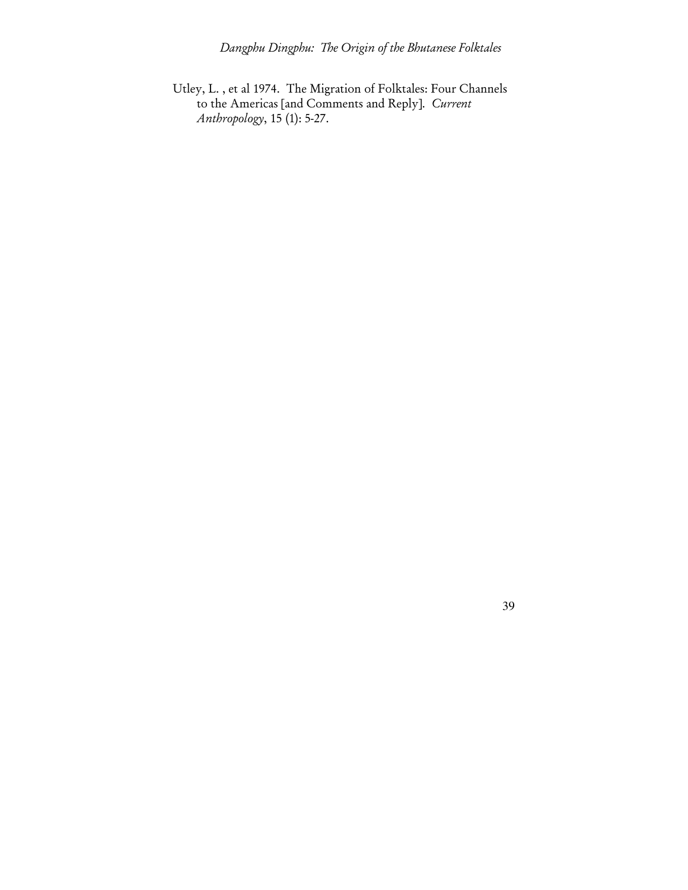Utley, L. , et al 1974. The Migration of Folktales: Four Channels to the Americas [and Comments and Reply]. *Current Anthropology*, 15 (1): 5-27.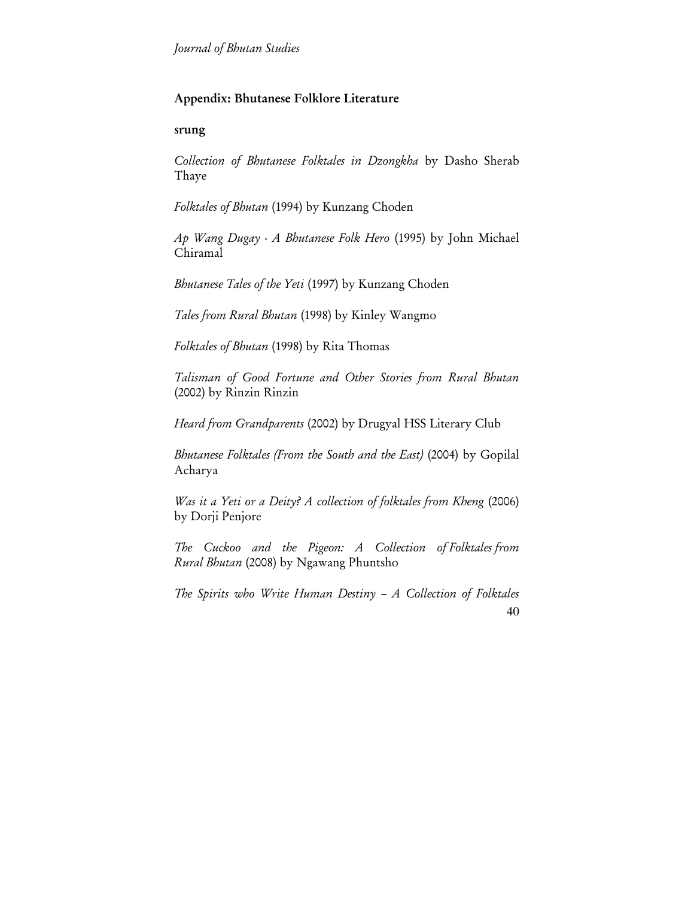## Appendix: Bhutanese Folklore Literature

### srung

*Collection of Bhutanese Folktales in Dzongkha* by Dasho Sherab Thaye

*Folktales of Bhutan* (1994) by Kunzang Choden

*Ap Wang Dugay - A Bhutanese Folk Hero* (1995) by John Michael Chiramal

*Bhutanese Tales of the Yeti* (1997) by Kunzang Choden

*Tales from Rural Bhutan* (1998) by Kinley Wangmo

*Folktales of Bhutan* (1998) by Rita Thomas

*Talisman of Good Fortune and Other Stories from Rural Bhutan* (2002) by Rinzin Rinzin

*Heard from Grandparents* (2002) by Drugyal HSS Literary Club

*Bhutanese Folktales (From the South and the East)* (2004) by Gopilal Acharya

*Was it a Yeti or a Deity? A collection of folktales from Kheng* (2006) by Dorji Penjore

*The Cuckoo and the Pigeon: A Collection of Folktales from Rural Bhutan* (2008) by Ngawang Phuntsho

*The Spirits who Write Human Destiny – A Collection of Folktales*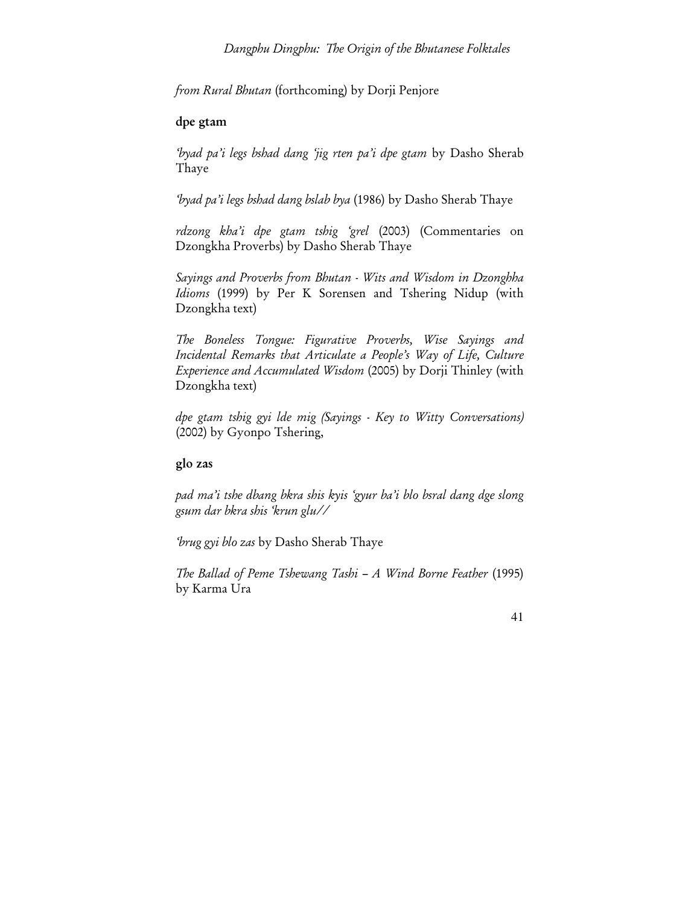*from Rural Bhutan* (forthcoming) by Dorji Penjore

**dpe gtam**

*'byad pa'i legs bshad dang 'jig rten pa'i dpe gtam* by Dasho Sherab Thaye

*'byad pa'i legs bshad dang bslab bya* (1986) by Dasho Sherab Thaye

*rdzong kha'i dpe gtam tshig 'grel* (2003) (Commentaries on Dzongkha Proverbs) by Dasho Sherab Thaye

*Sayings and Proverbs from Bhutan - Wits and Wisdom in Dzonghha Idioms* (1999) by Per K Sorensen and Tshering Nidup (with Dzongkha text)

*The Boneless Tongue: Figurative Proverbs, Wise Sayings and Incidental Remarks that Articulate a People's Way of Life, Culture Experience and Accumulated Wisdom* (2005) by Dorji Thinley (with Dzongkha text)

*dpe gtam tshig gyi lde mig (Sayings - Key to Witty Conversations)* (2002) by Gyonpo Tshering,

**glo zas**

*pad ma'i tshe dbang bkra shis kyis 'gyur ba'i blo bsral dang dge slong gsum dar bkra shis 'krun glu//*

*'brug gyi blo zas* by Dasho Sherab Thaye

*The Ballad of Peme Tshewang Tashi – A Wind Borne Feather* (1995) by Karma Ura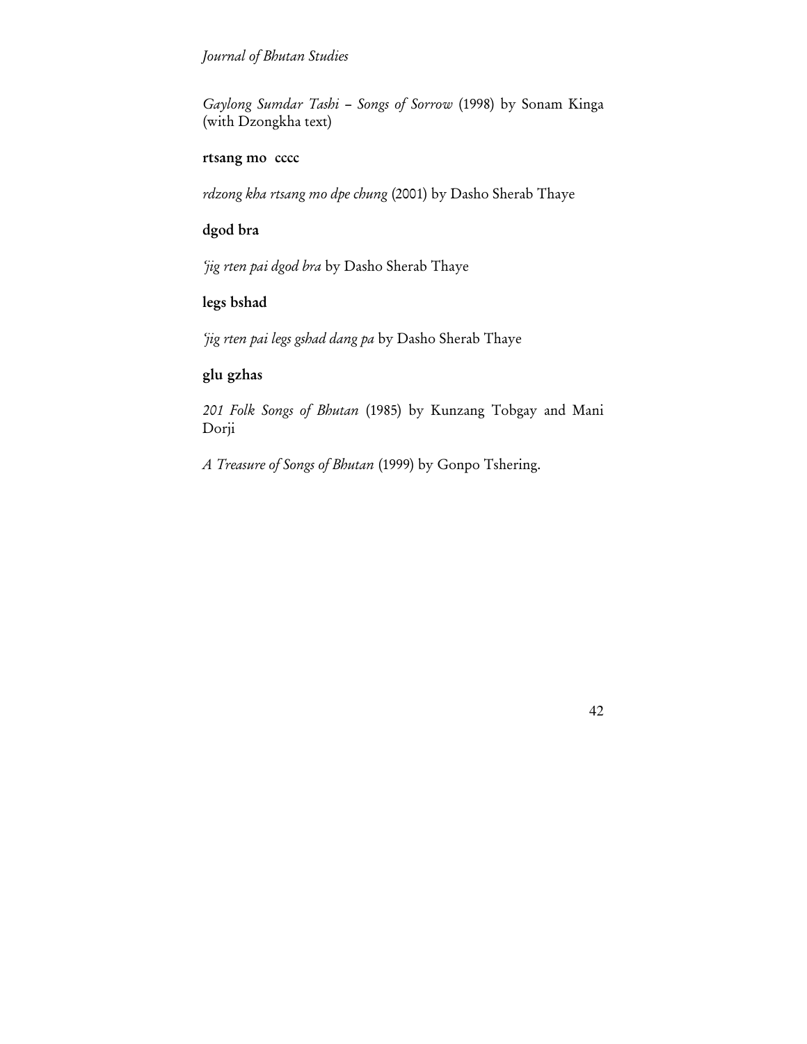*Gaylong Sumdar Tashi – Songs of Sorrow* (1998) by Sonam Kinga (with Dzongkha text)

**rtsang mo cccc**

*rdzong kha rtsang mo dpe chung* (2001) by Dasho Sherab Thaye

**dgod bra**

*'jig rten pai dgod bra* by Dasho Sherab Thaye

**legs bshad**

*'jig rten pai legs gshad dang pa* by Dasho Sherab Thaye

**glu gzhas**

*201 Folk Songs of Bhutan* (1985) by Kunzang Tobgay and Mani Dorji

*A Treasure of Songs of Bhutan* (1999) by Gonpo Tshering.